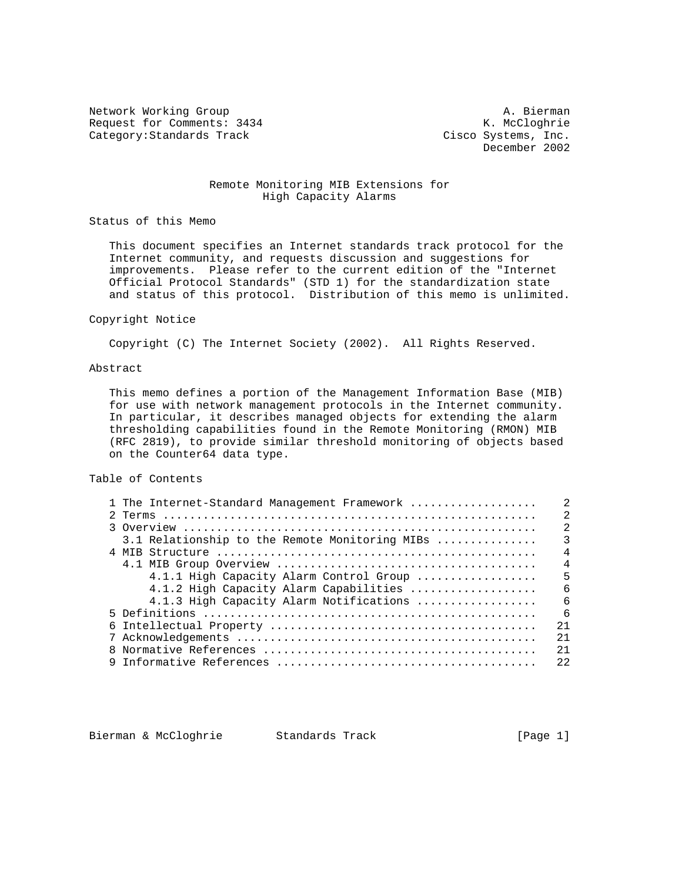Network Working Group A. Bierman
Request for Comments: 3434 K. McCloghrie
Category:Standards Track Cisco Systems, Inc.
December 2002

# Remote Monitoring MIB Extensions for High Capacity Alarms

## Status of this Memo

This document specifies an Internet standards track protocol for the Internet community, and requests discussion and suggestions for improvements. Please refer to the current edition of the "Internet Official Protocol Standards" (STD 1) for the standardization state and status of this protocol. Distribution of this memo is unlimited.

## Copyright Notice

Copyright (C) The Internet Society (2002). All Rights Reserved.

## Abstract

This memo defines a portion of the Management Information Base (MIB) for use with network management protocols in the Internet community. In particular, it describes managed objects for extending the alarm thresholding capabilities found in the Remote Monitoring (RMON) MIB (RFC 2819), to provide similar threshold monitoring of objects based on the Counter64 data type.

## Table of Contents

```
1 The Internet-Standard Management Framework ..................    2
2 Terms .......................................................    2
3 Overview ....................................................    2
  3.1 Relationship to the Remote Monitoring MIBs ..............    3
4 MIB Structure ...............................................    4
  4.1 MIB Group Overview ......................................    4
      4.1.1 High Capacity Alarm Control Group .................    5
      4.1.2 High Capacity Alarm Capabilities ..................    6
      4.1.3 High Capacity Alarm Notifications .................    6
5 Definitions .................................................    6
6 Intellectual Property .......................................   21
7 Acknowledgements ............................................   21
8 Normative References ........................................   21
9 Informative References ......................................   22
```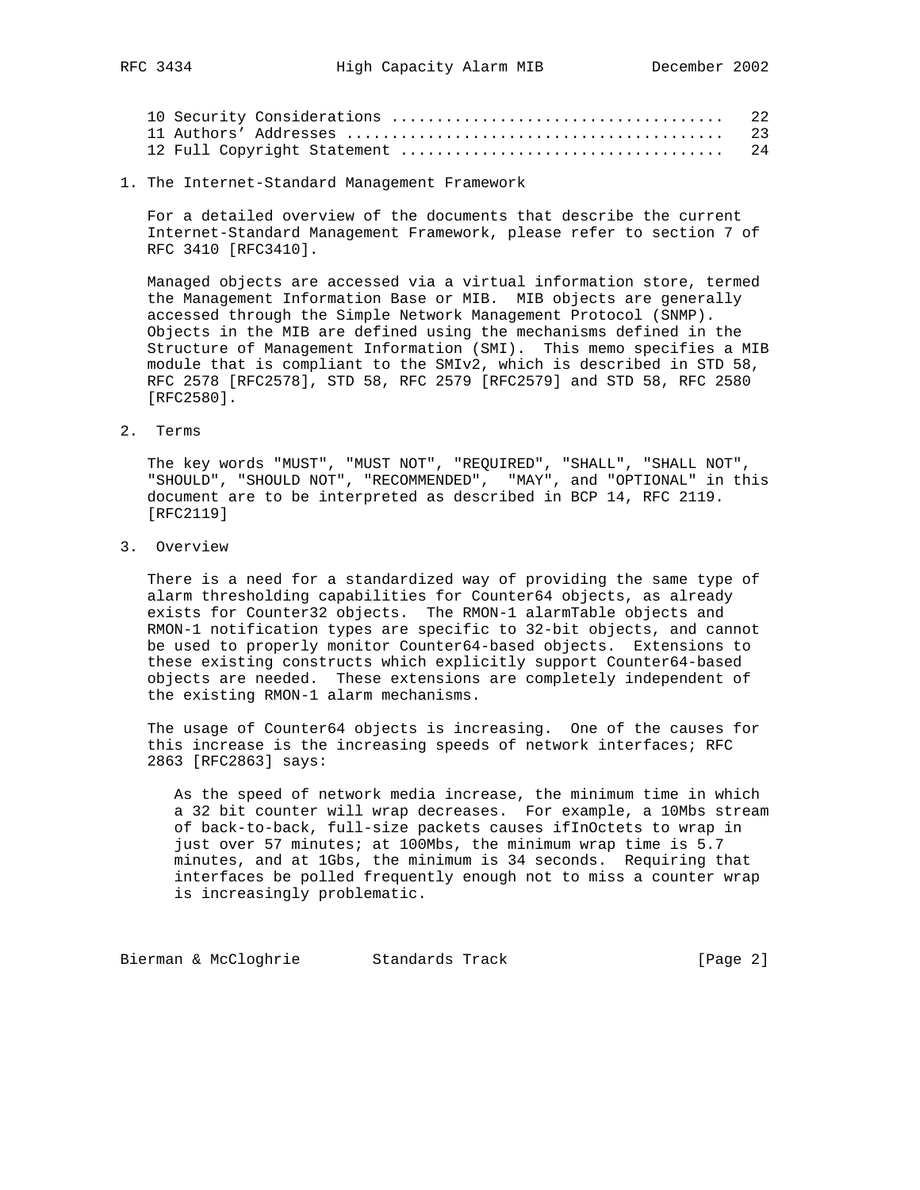10 Security Considerations .................................... 22
11 Authors' Addresses ......................................... 23
12 Full Copyright Statement ................................... 24

## 1. The Internet-Standard Management Framework

For a detailed overview of the documents that describe the current Internet-Standard Management Framework, please refer to section 7 of RFC 3410 [RFC3410].

Managed objects are accessed via a virtual information store, termed the Management Information Base or MIB. MIB objects are generally accessed through the Simple Network Management Protocol (SNMP). Objects in the MIB are defined using the mechanisms defined in the Structure of Management Information (SMI). This memo specifies a MIB module that is compliant to the SMIv2, which is described in STD 58, RFC 2578 [RFC2578], STD 58, RFC 2579 [RFC2579] and STD 58, RFC 2580 [RFC2580].

## 2. Terms

The key words "MUST", "MUST NOT", "REQUIRED", "SHALL", "SHALL NOT", "SHOULD", "SHOULD NOT", "RECOMMENDED", "MAY", and "OPTIONAL" in this document are to be interpreted as described in BCP 14, RFC 2119. [RFC2119]

## 3. Overview

There is a need for a standardized way of providing the same type of alarm thresholding capabilities for Counter64 objects, as already exists for Counter32 objects. The RMON-1 alarmTable objects and RMON-1 notification types are specific to 32-bit objects, and cannot be used to properly monitor Counter64-based objects. Extensions to these existing constructs which explicitly support Counter64-based objects are needed. These extensions are completely independent of the existing RMON-1 alarm mechanisms.

The usage of Counter64 objects is increasing. One of the causes for this increase is the increasing speeds of network interfaces; RFC 2863 [RFC2863] says:

> As the speed of network media increase, the minimum time in which a 32 bit counter will wrap decreases. For example, a 10Mbs stream of back-to-back, full-size packets causes ifInOctets to wrap in just over 57 minutes; at 100Mbs, the minimum wrap time is 5.7 minutes, and at 1Gbs, the minimum is 34 seconds. Requiring that interfaces be polled frequently enough not to miss a counter wrap is increasingly problematic.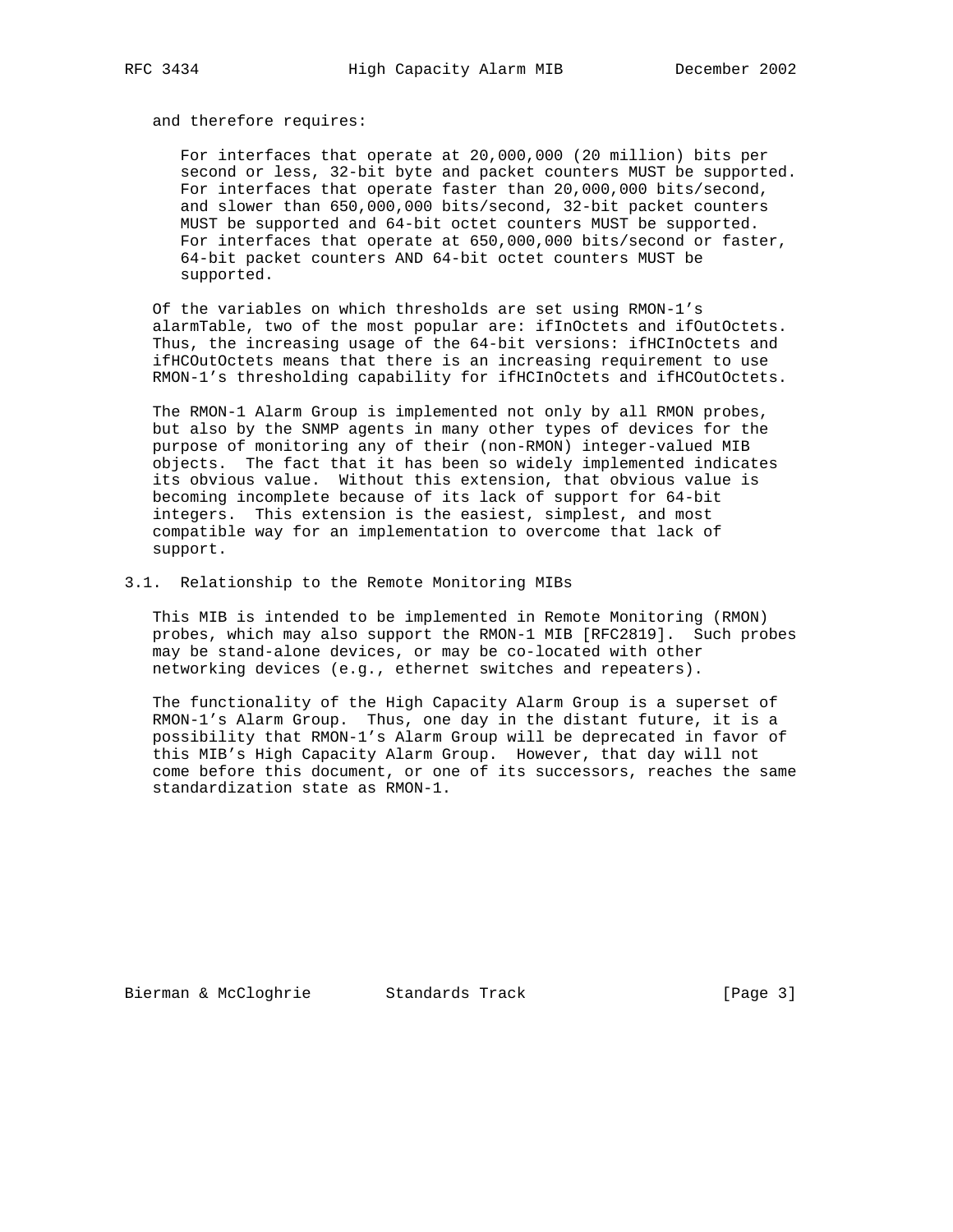and therefore requires:

> For interfaces that operate at 20,000,000 (20 million) bits per second or less, 32-bit byte and packet counters MUST be supported. For interfaces that operate faster than 20,000,000 bits/second, and slower than 650,000,000 bits/second, 32-bit packet counters MUST be supported and 64-bit octet counters MUST be supported. For interfaces that operate at 650,000,000 bits/second or faster, 64-bit packet counters AND 64-bit octet counters MUST be supported.

Of the variables on which thresholds are set using RMON-1's alarmTable, two of the most popular are: ifInOctets and ifOutOctets. Thus, the increasing usage of the 64-bit versions: ifHCInOctets and ifHCOutOctets means that there is an increasing requirement to use RMON-1's thresholding capability for ifHCInOctets and ifHCOutOctets.

The RMON-1 Alarm Group is implemented not only by all RMON probes, but also by the SNMP agents in many other types of devices for the purpose of monitoring any of their (non-RMON) integer-valued MIB objects. The fact that it has been so widely implemented indicates its obvious value. Without this extension, that obvious value is becoming incomplete because of its lack of support for 64-bit integers. This extension is the easiest, simplest, and most compatible way for an implementation to overcome that lack of support.

## 3.1. Relationship to the Remote Monitoring MIBs

This MIB is intended to be implemented in Remote Monitoring (RMON) probes, which may also support the RMON-1 MIB [RFC2819]. Such probes may be stand-alone devices, or may be co-located with other networking devices (e.g., ethernet switches and repeaters).

The functionality of the High Capacity Alarm Group is a superset of RMON-1's Alarm Group. Thus, one day in the distant future, it is a possibility that RMON-1's Alarm Group will be deprecated in favor of this MIB's High Capacity Alarm Group. However, that day will not come before this document, or one of its successors, reaches the same standardization state as RMON-1.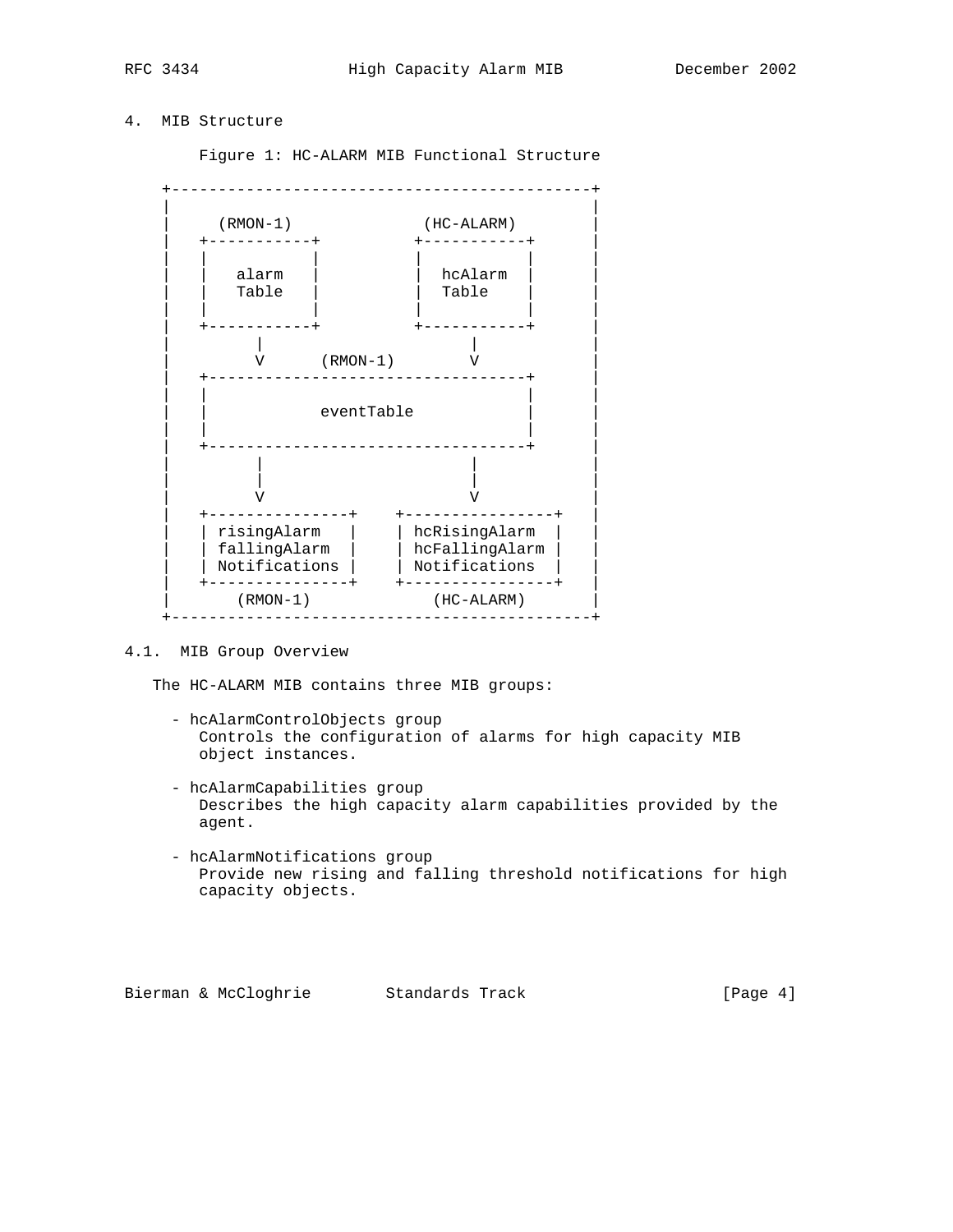## 4. MIB Structure

Figure 1: HC-ALARM MIB Functional Structure

```
+--------------------------------------------+
|                                            |
|   (RMON-1)             (HC-ALARM)          |
|  +-----------+         +-----------+       |
|  |           |         |           |       |
|  |   alarm   |         |  hcAlarm  |       |
|  |   Table   |         |  Table    |       |
|  |           |         |           |       |
|  +-----------+         +-----------+       |
|        |                     |             |
|        V      (RMON-1)       V             |
|  +----------------------------------+      |
|  |                                  |      |
|  |            eventTable            |      |
|  |                                  |      |
|  +----------------------------------+      |
|        |                     |             |
|        |                     |             |
|        V                     V             |
|  +---------------+    +----------------+   |
|  | risingAlarm   |    | hcRisingAlarm  |   |
|  | fallingAlarm  |    | hcFallingAlarm |   |
|  | Notifications |    | Notifications  |   |
|  +---------------+    +----------------+   |
|      (RMON-1)            (HC-ALARM)        |
+--------------------------------------------+
```

### 4.1. MIB Group Overview

The HC-ALARM MIB contains three MIB groups:

- hcAlarmControlObjects group
  Controls the configuration of alarms for high capacity MIB object instances.

- hcAlarmCapabilities group
  Describes the high capacity alarm capabilities provided by the agent.

- hcAlarmNotifications group
  Provide new rising and falling threshold notifications for high capacity objects.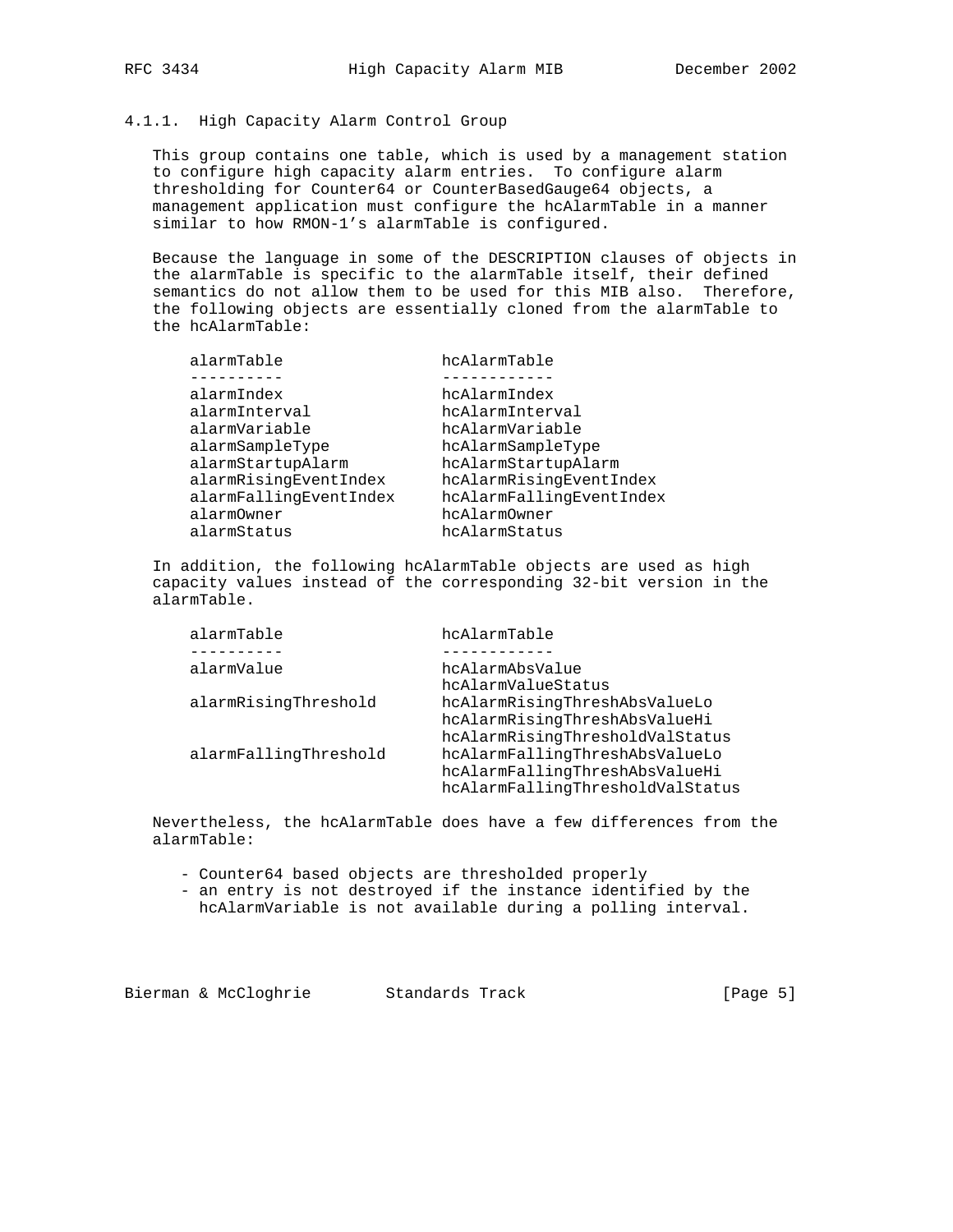### 4.1.1. High Capacity Alarm Control Group

This group contains one table, which is used by a management station to configure high capacity alarm entries. To configure alarm thresholding for Counter64 or CounterBasedGauge64 objects, a management application must configure the hcAlarmTable in a manner similar to how RMON-1's alarmTable is configured.

Because the language in some of the DESCRIPTION clauses of objects in the alarmTable is specific to the alarmTable itself, their defined semantics do not allow them to be used for this MIB also. Therefore, the following objects are essentially cloned from the alarmTable to the hcAlarmTable:

| alarmTable | hcAlarmTable |
| --- | --- |
| alarmIndex | hcAlarmIndex |
| alarmInterval | hcAlarmInterval |
| alarmVariable | hcAlarmVariable |
| alarmSampleType | hcAlarmSampleType |
| alarmStartupAlarm | hcAlarmStartupAlarm |
| alarmRisingEventIndex | hcAlarmRisingEventIndex |
| alarmFallingEventIndex | hcAlarmFallingEventIndex |
| alarmOwner | hcAlarmOwner |
| alarmStatus | hcAlarmStatus |

In addition, the following hcAlarmTable objects are used as high capacity values instead of the corresponding 32-bit version in the alarmTable.

| alarmTable | hcAlarmTable |
| --- | --- |
| alarmValue | hcAlarmAbsValue |
| | hcAlarmValueStatus |
| alarmRisingThreshold | hcAlarmRisingThreshAbsValueLo |
| | hcAlarmRisingThreshAbsValueHi |
| | hcAlarmRisingThresholdValStatus |
| alarmFallingThreshold | hcAlarmFallingThreshAbsValueLo |
| | hcAlarmFallingThreshAbsValueHi |
| | hcAlarmFallingThresholdValStatus |

Nevertheless, the hcAlarmTable does have a few differences from the alarmTable:

- Counter64 based objects are thresholded properly
- an entry is not destroyed if the instance identified by the hcAlarmVariable is not available during a polling interval.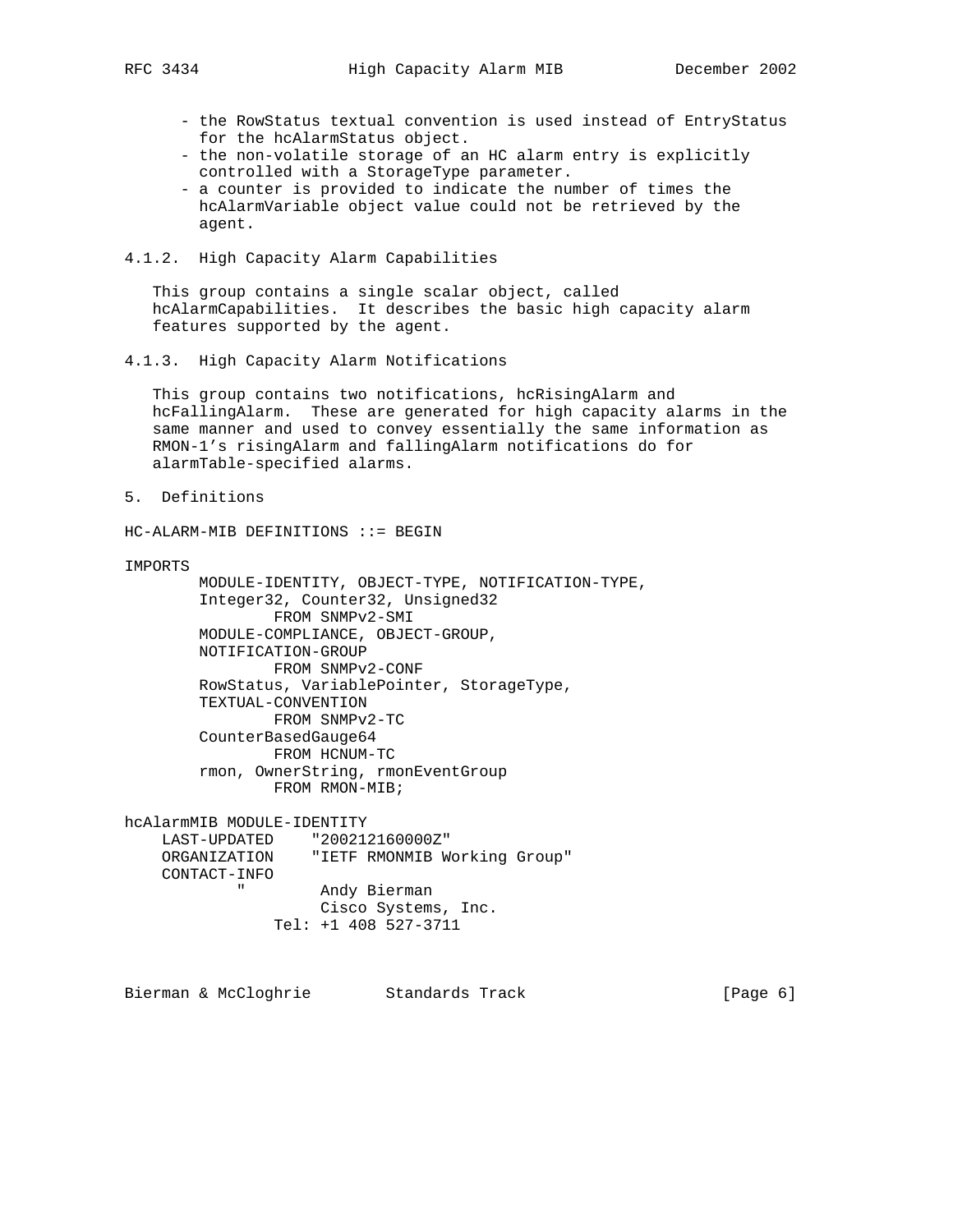- the RowStatus textual convention is used instead of EntryStatus for the hcAlarmStatus object.
- the non-volatile storage of an HC alarm entry is explicitly controlled with a StorageType parameter.
- a counter is provided to indicate the number of times the hcAlarmVariable object value could not be retrieved by the agent.

### 4.1.2. High Capacity Alarm Capabilities

This group contains a single scalar object, called hcAlarmCapabilities. It describes the basic high capacity alarm features supported by the agent.

### 4.1.3. High Capacity Alarm Notifications

This group contains two notifications, hcRisingAlarm and hcFallingAlarm. These are generated for high capacity alarms in the same manner and used to convey essentially the same information as RMON-1's risingAlarm and fallingAlarm notifications do for alarmTable-specified alarms.

## 5. Definitions

```
HC-ALARM-MIB DEFINITIONS ::= BEGIN

IMPORTS
        MODULE-IDENTITY, OBJECT-TYPE, NOTIFICATION-TYPE,
        Integer32, Counter32, Unsigned32
                FROM SNMPv2-SMI
        MODULE-COMPLIANCE, OBJECT-GROUP,
        NOTIFICATION-GROUP
                FROM SNMPv2-CONF
        RowStatus, VariablePointer, StorageType,
        TEXTUAL-CONVENTION
                FROM SNMPv2-TC
        CounterBasedGauge64
                FROM HCNUM-TC
        rmon, OwnerString, rmonEventGroup
                FROM RMON-MIB;

hcAlarmMIB MODULE-IDENTITY
    LAST-UPDATED    "200212160000Z"
    ORGANIZATION    "IETF RMONMIB Working Group"
    CONTACT-INFO
            "        Andy Bierman
                     Cisco Systems, Inc.
                Tel: +1 408 527-3711
```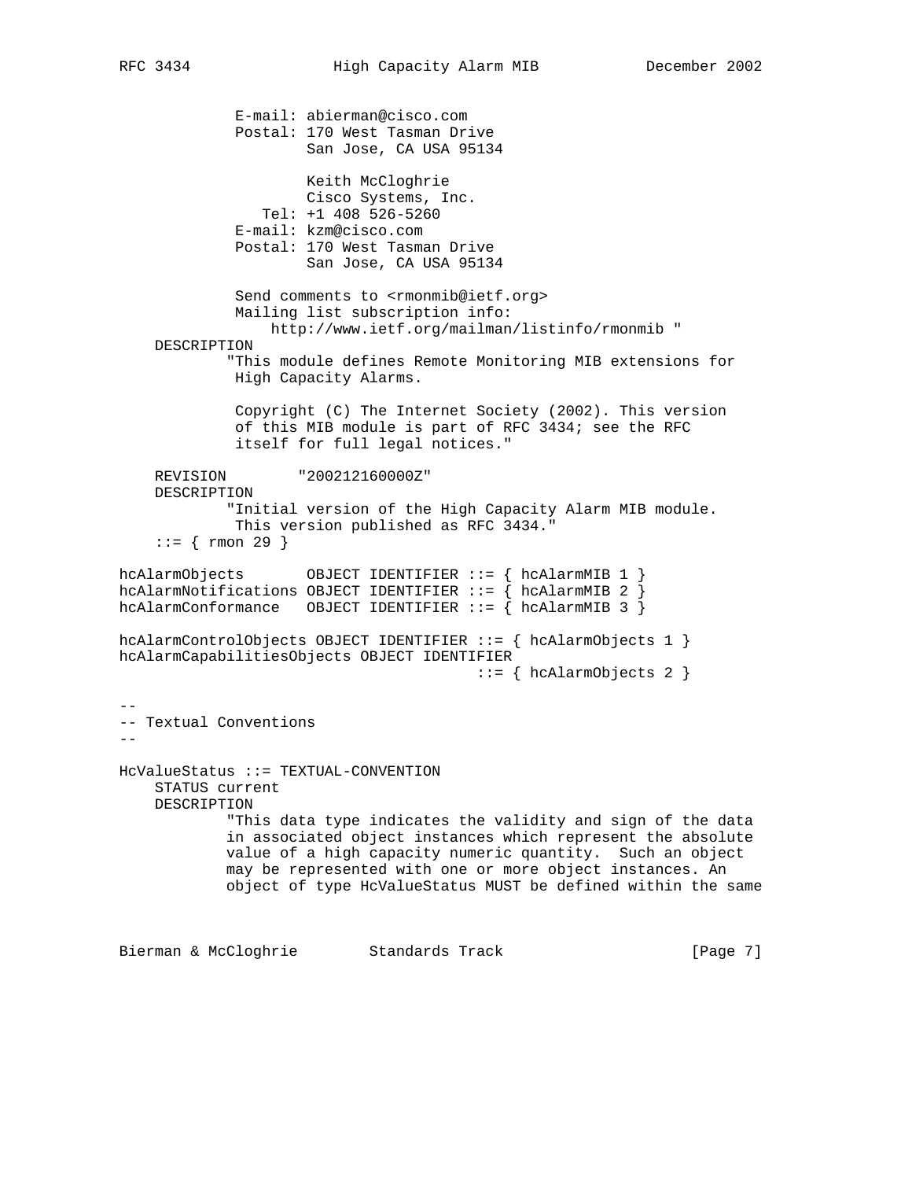```
             E-mail: abierman@cisco.com
             Postal: 170 West Tasman Drive
                     San Jose, CA USA 95134

                     Keith McCloghrie
                     Cisco Systems, Inc.
                Tel: +1 408 526-5260
             E-mail: kzm@cisco.com
             Postal: 170 West Tasman Drive
                     San Jose, CA USA 95134

             Send comments to <rmonmib@ietf.org>
             Mailing list subscription info:
                 http://www.ietf.org/mailman/listinfo/rmonmib "
    DESCRIPTION
            "This module defines Remote Monitoring MIB extensions for
             High Capacity Alarms.

             Copyright (C) The Internet Society (2002). This version
             of this MIB module is part of RFC 3434; see the RFC
             itself for full legal notices."

    REVISION        "200212160000Z"
    DESCRIPTION
            "Initial version of the High Capacity Alarm MIB module.
             This version published as RFC 3434."
    ::= { rmon 29 }

hcAlarmObjects       OBJECT IDENTIFIER ::= { hcAlarmMIB 1 }
hcAlarmNotifications OBJECT IDENTIFIER ::= { hcAlarmMIB 2 }
hcAlarmConformance   OBJECT IDENTIFIER ::= { hcAlarmMIB 3 }

hcAlarmControlObjects OBJECT IDENTIFIER ::= { hcAlarmObjects 1 }
hcAlarmCapabilitiesObjects OBJECT IDENTIFIER
                                        ::= { hcAlarmObjects 2 }

--
-- Textual Conventions
--

HcValueStatus ::= TEXTUAL-CONVENTION
    STATUS current
    DESCRIPTION
            "This data type indicates the validity and sign of the data
            in associated object instances which represent the absolute
            value of a high capacity numeric quantity.  Such an object
            may be represented with one or more object instances. An
            object of type HcValueStatus MUST be defined within the same
```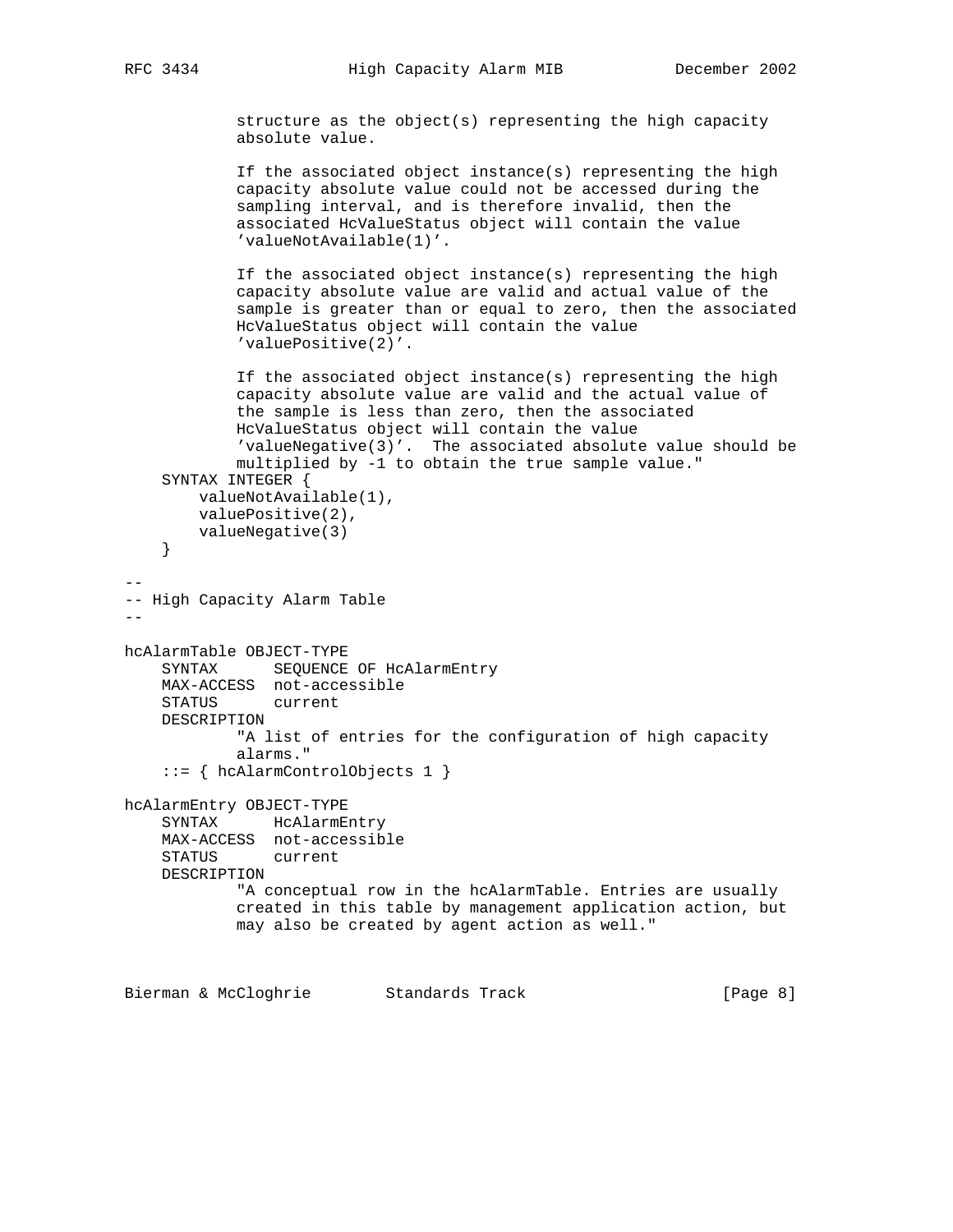```
            structure as the object(s) representing the high capacity
            absolute value.

            If the associated object instance(s) representing the high
            capacity absolute value could not be accessed during the
            sampling interval, and is therefore invalid, then the
            associated HcValueStatus object will contain the value
            'valueNotAvailable(1)'.

            If the associated object instance(s) representing the high
            capacity absolute value are valid and actual value of the
            sample is greater than or equal to zero, then the associated
            HcValueStatus object will contain the value
            'valuePositive(2)'.

            If the associated object instance(s) representing the high
            capacity absolute value are valid and the actual value of
            the sample is less than zero, then the associated
            HcValueStatus object will contain the value
            'valueNegative(3)'.  The associated absolute value should be
            multiplied by -1 to obtain the true sample value."
    SYNTAX INTEGER {
        valueNotAvailable(1),
        valuePositive(2),
        valueNegative(3)
    }

--
-- High Capacity Alarm Table
--

hcAlarmTable OBJECT-TYPE
    SYNTAX      SEQUENCE OF HcAlarmEntry
    MAX-ACCESS  not-accessible
    STATUS      current
    DESCRIPTION
            "A list of entries for the configuration of high capacity
            alarms."
    ::= { hcAlarmControlObjects 1 }

hcAlarmEntry OBJECT-TYPE
    SYNTAX      HcAlarmEntry
    MAX-ACCESS  not-accessible
    STATUS      current
    DESCRIPTION
            "A conceptual row in the hcAlarmTable. Entries are usually
            created in this table by management application action, but
            may also be created by agent action as well."
```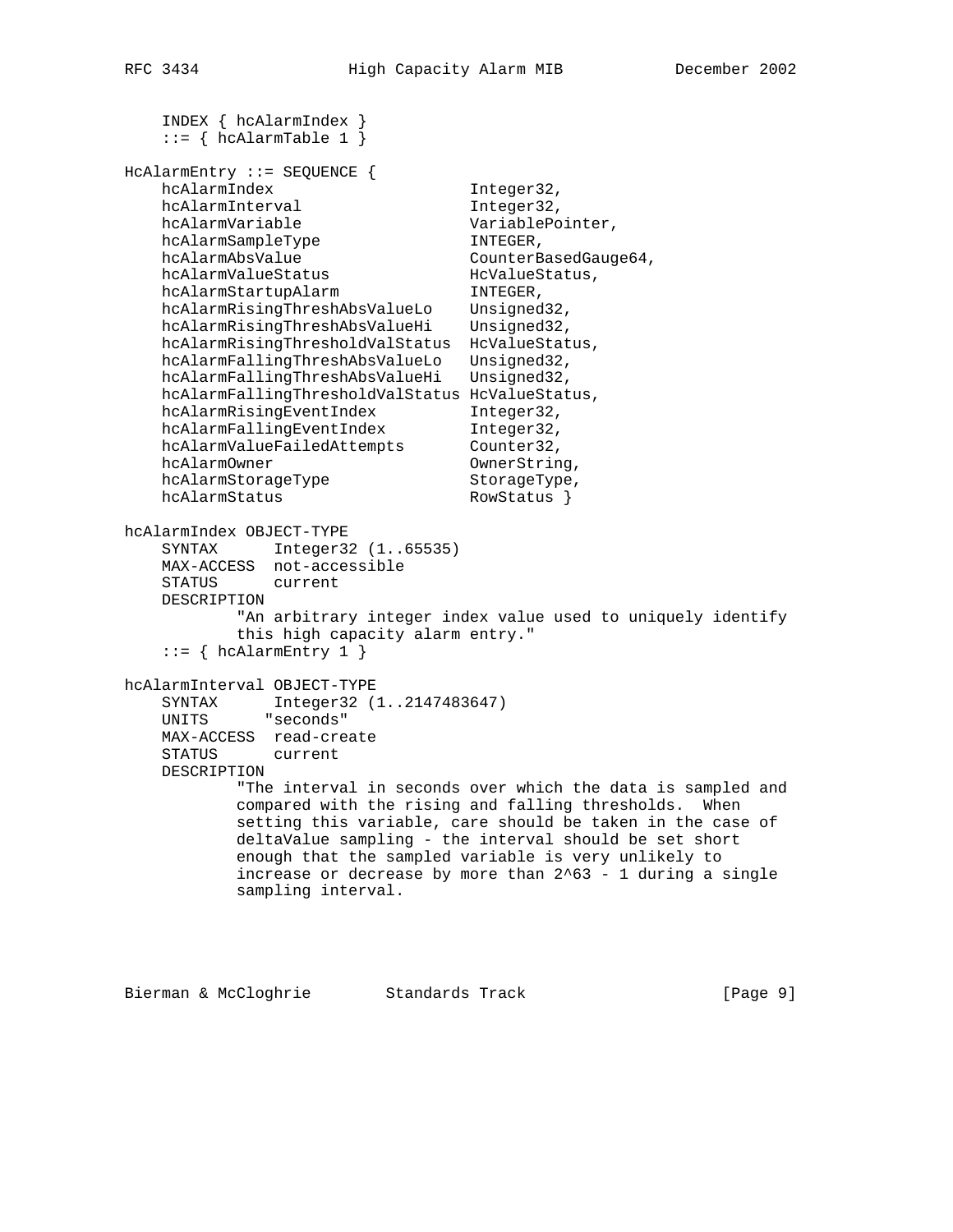```
    INDEX { hcAlarmIndex }
    ::= { hcAlarmTable 1 }

HcAlarmEntry ::= SEQUENCE {
    hcAlarmIndex                    Integer32,
    hcAlarmInterval                 Integer32,
    hcAlarmVariable                 VariablePointer,
    hcAlarmSampleType               INTEGER,
    hcAlarmAbsValue                 CounterBasedGauge64,
    hcAlarmValueStatus              HcValueStatus,
    hcAlarmStartupAlarm             INTEGER,
    hcAlarmRisingThreshAbsValueLo   Unsigned32,
    hcAlarmRisingThreshAbsValueHi   Unsigned32,
    hcAlarmRisingThresholdValStatus  HcValueStatus,
    hcAlarmFallingThreshAbsValueLo  Unsigned32,
    hcAlarmFallingThreshAbsValueHi  Unsigned32,
    hcAlarmFallingThresholdValStatus HcValueStatus,
    hcAlarmRisingEventIndex         Integer32,
    hcAlarmFallingEventIndex        Integer32,
    hcAlarmValueFailedAttempts      Counter32,
    hcAlarmOwner                    OwnerString,
    hcAlarmStorageType              StorageType,
    hcAlarmStatus                   RowStatus }

hcAlarmIndex OBJECT-TYPE
    SYNTAX      Integer32 (1..65535)
    MAX-ACCESS  not-accessible
    STATUS      current
    DESCRIPTION
            "An arbitrary integer index value used to uniquely identify
            this high capacity alarm entry."
    ::= { hcAlarmEntry 1 }

hcAlarmInterval OBJECT-TYPE
    SYNTAX      Integer32 (1..2147483647)
    UNITS      "seconds"
    MAX-ACCESS  read-create
    STATUS      current
    DESCRIPTION
            "The interval in seconds over which the data is sampled and
            compared with the rising and falling thresholds.  When
            setting this variable, care should be taken in the case of
            deltaValue sampling - the interval should be set short
            enough that the sampled variable is very unlikely to
            increase or decrease by more than 2^63 - 1 during a single
            sampling interval.
```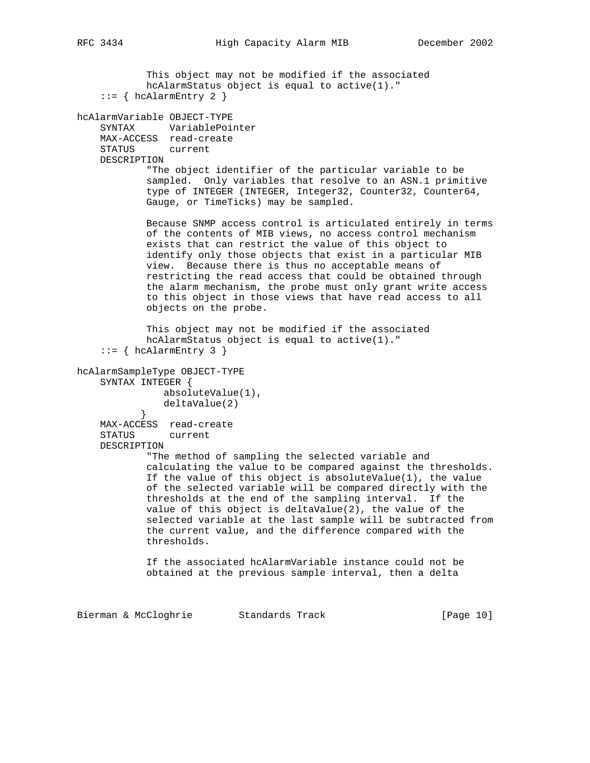```
            This object may not be modified if the associated
            hcAlarmStatus object is equal to active(1)."
    ::= { hcAlarmEntry 2 }

hcAlarmVariable OBJECT-TYPE
    SYNTAX      VariablePointer
    MAX-ACCESS  read-create
    STATUS      current
    DESCRIPTION
            "The object identifier of the particular variable to be
            sampled.  Only variables that resolve to an ASN.1 primitive
            type of INTEGER (INTEGER, Integer32, Counter32, Counter64,
            Gauge, or TimeTicks) may be sampled.

            Because SNMP access control is articulated entirely in terms
            of the contents of MIB views, no access control mechanism
            exists that can restrict the value of this object to
            identify only those objects that exist in a particular MIB
            view.  Because there is thus no acceptable means of
            restricting the read access that could be obtained through
            the alarm mechanism, the probe must only grant write access
            to this object in those views that have read access to all
            objects on the probe.

            This object may not be modified if the associated
            hcAlarmStatus object is equal to active(1)."
    ::= { hcAlarmEntry 3 }

hcAlarmSampleType OBJECT-TYPE
    SYNTAX INTEGER {
              absoluteValue(1),
              deltaValue(2)
          }
    MAX-ACCESS  read-create
    STATUS      current
    DESCRIPTION
            "The method of sampling the selected variable and
            calculating the value to be compared against the thresholds.
            If the value of this object is absoluteValue(1), the value
            of the selected variable will be compared directly with the
            thresholds at the end of the sampling interval.  If the
            value of this object is deltaValue(2), the value of the
            selected variable at the last sample will be subtracted from
            the current value, and the difference compared with the
            thresholds.

            If the associated hcAlarmVariable instance could not be
            obtained at the previous sample interval, then a delta
```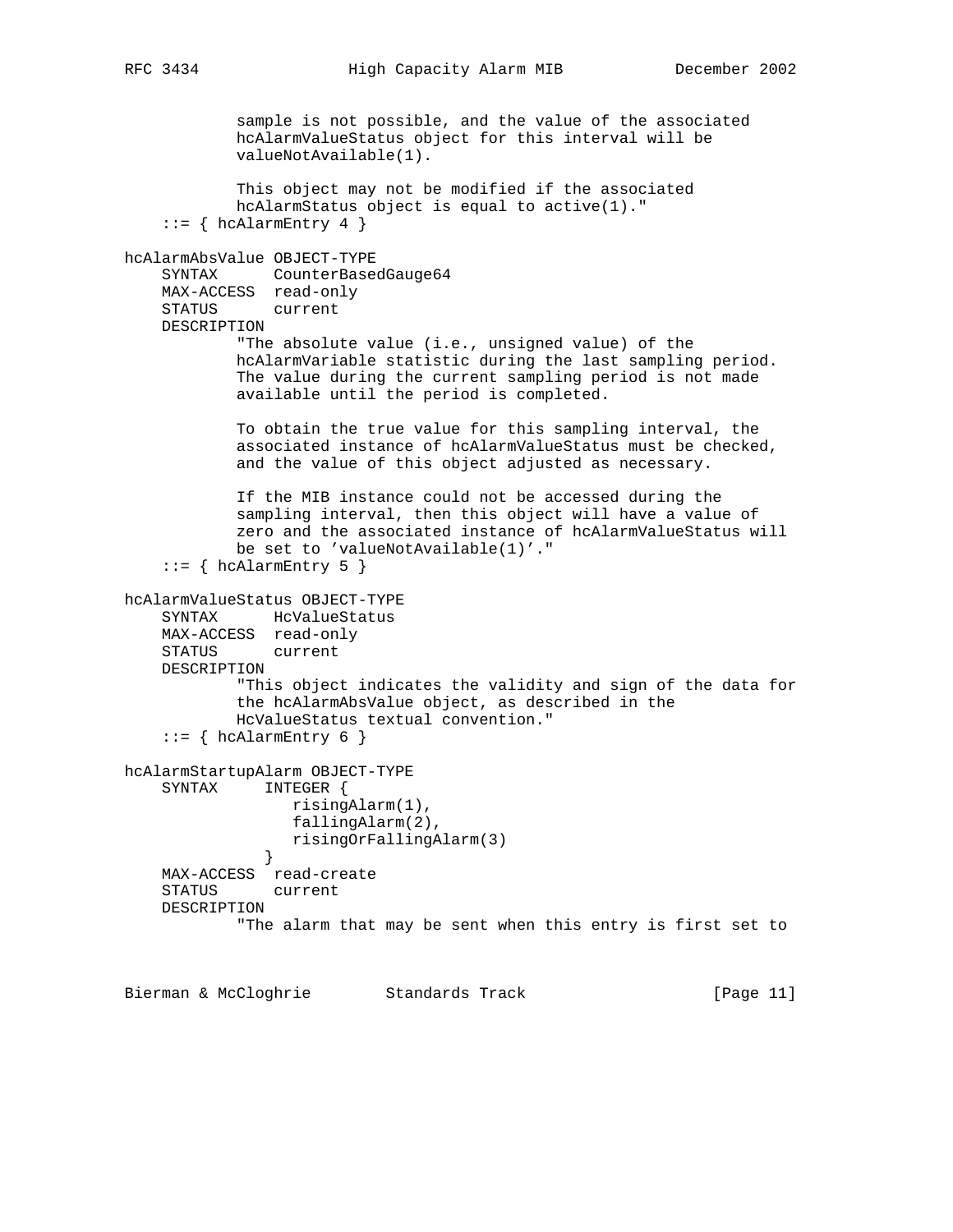```
            sample is not possible, and the value of the associated
            hcAlarmValueStatus object for this interval will be
            valueNotAvailable(1).

            This object may not be modified if the associated
            hcAlarmStatus object is equal to active(1)."
    ::= { hcAlarmEntry 4 }

hcAlarmAbsValue OBJECT-TYPE
    SYNTAX      CounterBasedGauge64
    MAX-ACCESS  read-only
    STATUS      current
    DESCRIPTION
            "The absolute value (i.e., unsigned value) of the
            hcAlarmVariable statistic during the last sampling period.
            The value during the current sampling period is not made
            available until the period is completed.

            To obtain the true value for this sampling interval, the
            associated instance of hcAlarmValueStatus must be checked,
            and the value of this object adjusted as necessary.

            If the MIB instance could not be accessed during the
            sampling interval, then this object will have a value of
            zero and the associated instance of hcAlarmValueStatus will
            be set to 'valueNotAvailable(1)'."
    ::= { hcAlarmEntry 5 }

hcAlarmValueStatus OBJECT-TYPE
    SYNTAX      HcValueStatus
    MAX-ACCESS  read-only
    STATUS      current
    DESCRIPTION
            "This object indicates the validity and sign of the data for
            the hcAlarmAbsValue object, as described in the
            HcValueStatus textual convention."
    ::= { hcAlarmEntry 6 }

hcAlarmStartupAlarm OBJECT-TYPE
    SYNTAX     INTEGER {
                  risingAlarm(1),
                  fallingAlarm(2),
                  risingOrFallingAlarm(3)
               }
    MAX-ACCESS  read-create
    STATUS      current
    DESCRIPTION
            "The alarm that may be sent when this entry is first set to
```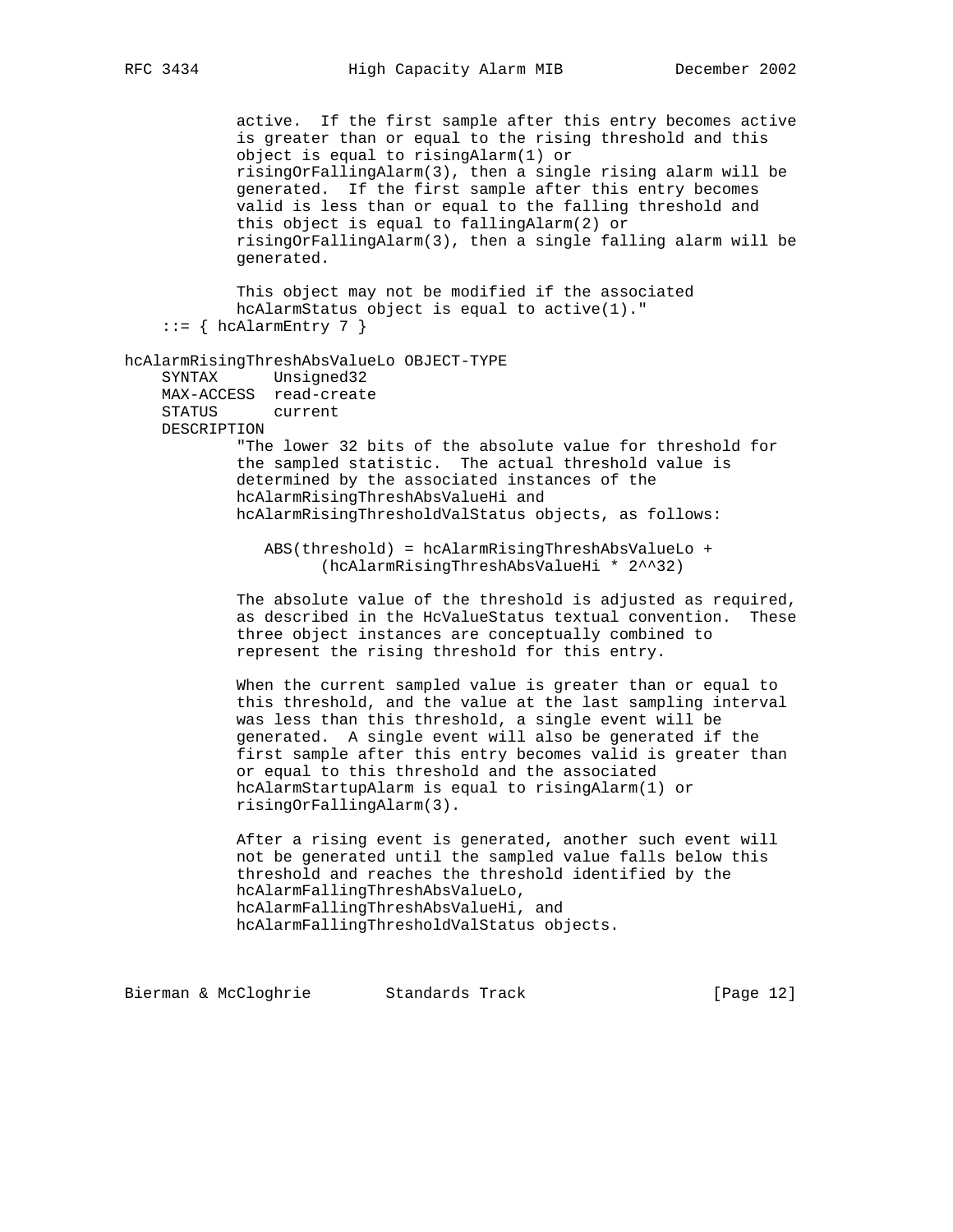```
            active.  If the first sample after this entry becomes active
            is greater than or equal to the rising threshold and this
            object is equal to risingAlarm(1) or
            risingOrFallingAlarm(3), then a single rising alarm will be
            generated.  If the first sample after this entry becomes
            valid is less than or equal to the falling threshold and
            this object is equal to fallingAlarm(2) or
            risingOrFallingAlarm(3), then a single falling alarm will be
            generated.

            This object may not be modified if the associated
            hcAlarmStatus object is equal to active(1)."
    ::= { hcAlarmEntry 7 }

hcAlarmRisingThreshAbsValueLo OBJECT-TYPE
    SYNTAX      Unsigned32
    MAX-ACCESS  read-create
    STATUS      current
    DESCRIPTION
            "The lower 32 bits of the absolute value for threshold for
            the sampled statistic.  The actual threshold value is
            determined by the associated instances of the
            hcAlarmRisingThreshAbsValueHi and
            hcAlarmRisingThresholdValStatus objects, as follows:

               ABS(threshold) = hcAlarmRisingThreshAbsValueLo +
                     (hcAlarmRisingThreshAbsValueHi * 2^^32)

            The absolute value of the threshold is adjusted as required,
            as described in the HcValueStatus textual convention.  These
            three object instances are conceptually combined to
            represent the rising threshold for this entry.

            When the current sampled value is greater than or equal to
            this threshold, and the value at the last sampling interval
            was less than this threshold, a single event will be
            generated.  A single event will also be generated if the
            first sample after this entry becomes valid is greater than
            or equal to this threshold and the associated
            hcAlarmStartupAlarm is equal to risingAlarm(1) or
            risingOrFallingAlarm(3).

            After a rising event is generated, another such event will
            not be generated until the sampled value falls below this
            threshold and reaches the threshold identified by the
            hcAlarmFallingThreshAbsValueLo,
            hcAlarmFallingThreshAbsValueHi, and
            hcAlarmFallingThresholdValStatus objects.
```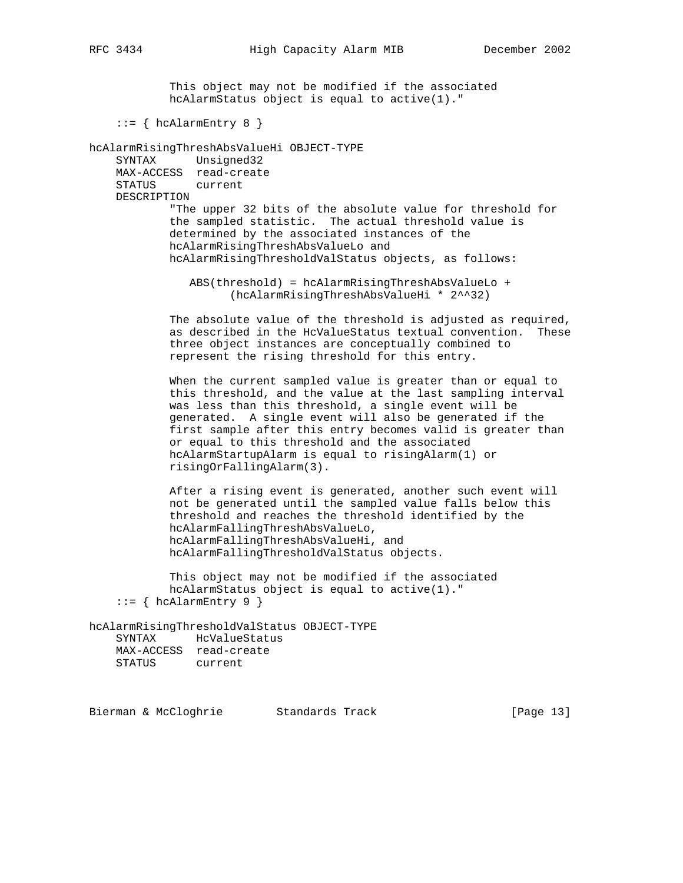```
            This object may not be modified if the associated
            hcAlarmStatus object is equal to active(1)."

    ::= { hcAlarmEntry 8 }

hcAlarmRisingThreshAbsValueHi OBJECT-TYPE
    SYNTAX      Unsigned32
    MAX-ACCESS  read-create
    STATUS      current
    DESCRIPTION
            "The upper 32 bits of the absolute value for threshold for
            the sampled statistic.  The actual threshold value is
            determined by the associated instances of the
            hcAlarmRisingThreshAbsValueLo and
            hcAlarmRisingThresholdValStatus objects, as follows:

               ABS(threshold) = hcAlarmRisingThreshAbsValueLo +
                     (hcAlarmRisingThreshAbsValueHi * 2^^32)

            The absolute value of the threshold is adjusted as required,
            as described in the HcValueStatus textual convention.  These
            three object instances are conceptually combined to
            represent the rising threshold for this entry.

            When the current sampled value is greater than or equal to
            this threshold, and the value at the last sampling interval
            was less than this threshold, a single event will be
            generated.  A single event will also be generated if the
            first sample after this entry becomes valid is greater than
            or equal to this threshold and the associated
            hcAlarmStartupAlarm is equal to risingAlarm(1) or
            risingOrFallingAlarm(3).

            After a rising event is generated, another such event will
            not be generated until the sampled value falls below this
            threshold and reaches the threshold identified by the
            hcAlarmFallingThreshAbsValueLo,
            hcAlarmFallingThreshAbsValueHi, and
            hcAlarmFallingThresholdValStatus objects.

            This object may not be modified if the associated
            hcAlarmStatus object is equal to active(1)."
    ::= { hcAlarmEntry 9 }

hcAlarmRisingThresholdValStatus OBJECT-TYPE
    SYNTAX      HcValueStatus
    MAX-ACCESS  read-create
    STATUS      current
```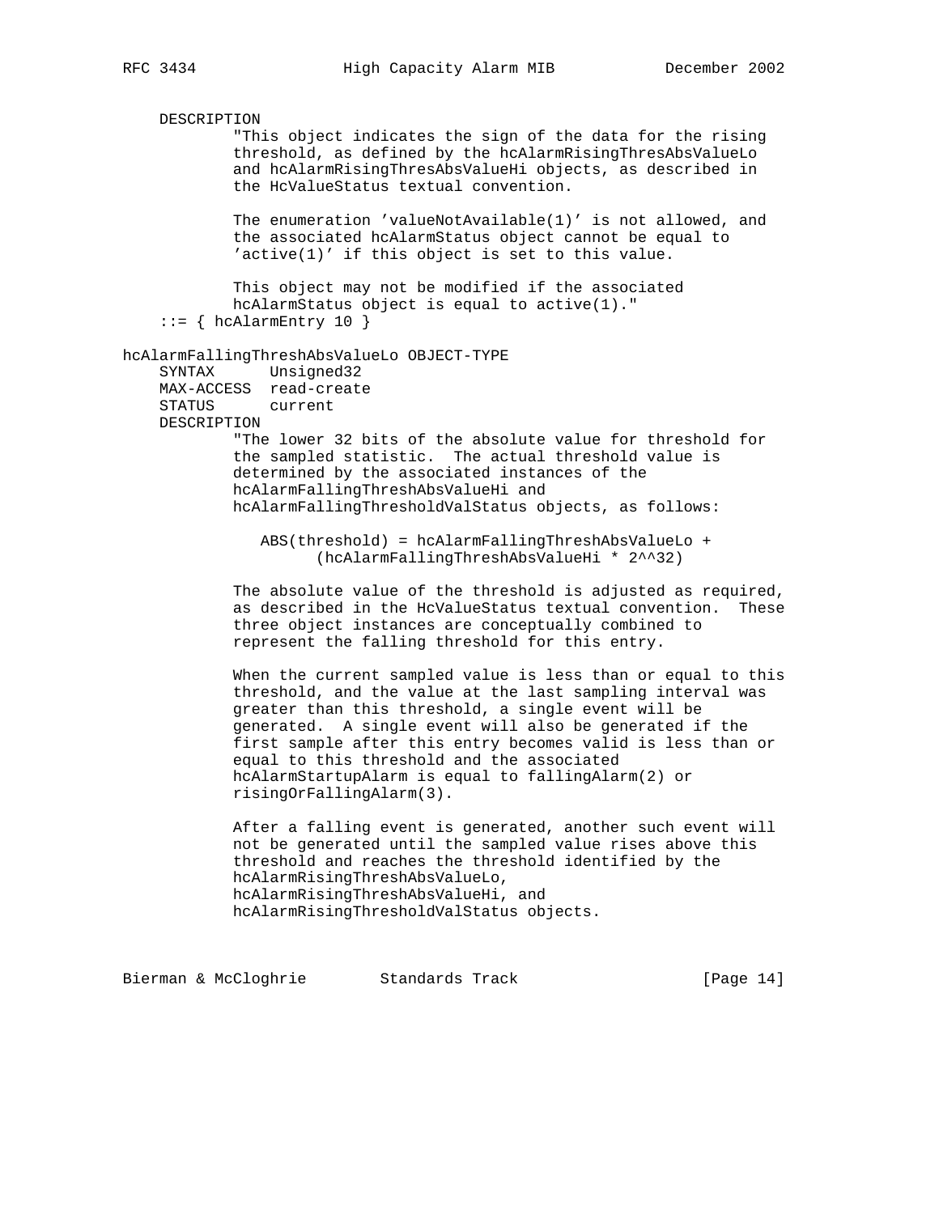```
    DESCRIPTION
            "This object indicates the sign of the data for the rising
            threshold, as defined by the hcAlarmRisingThresAbsValueLo
            and hcAlarmRisingThresAbsValueHi objects, as described in
            the HcValueStatus textual convention.

            The enumeration 'valueNotAvailable(1)' is not allowed, and
            the associated hcAlarmStatus object cannot be equal to
            'active(1)' if this object is set to this value.

            This object may not be modified if the associated
            hcAlarmStatus object is equal to active(1)."
    ::= { hcAlarmEntry 10 }

hcAlarmFallingThreshAbsValueLo OBJECT-TYPE
    SYNTAX      Unsigned32
    MAX-ACCESS  read-create
    STATUS      current
    DESCRIPTION
            "The lower 32 bits of the absolute value for threshold for
            the sampled statistic.  The actual threshold value is
            determined by the associated instances of the
            hcAlarmFallingThreshAbsValueHi and
            hcAlarmFallingThresholdValStatus objects, as follows:

               ABS(threshold) = hcAlarmFallingThreshAbsValueLo +
                     (hcAlarmFallingThreshAbsValueHi * 2^^32)

            The absolute value of the threshold is adjusted as required,
            as described in the HcValueStatus textual convention.  These
            three object instances are conceptually combined to
            represent the falling threshold for this entry.

            When the current sampled value is less than or equal to this
            threshold, and the value at the last sampling interval was
            greater than this threshold, a single event will be
            generated.  A single event will also be generated if the
            first sample after this entry becomes valid is less than or
            equal to this threshold and the associated
            hcAlarmStartupAlarm is equal to fallingAlarm(2) or
            risingOrFallingAlarm(3).

            After a falling event is generated, another such event will
            not be generated until the sampled value rises above this
            threshold and reaches the threshold identified by the
            hcAlarmRisingThreshAbsValueLo,
            hcAlarmRisingThreshAbsValueHi, and
            hcAlarmRisingThresholdValStatus objects.
```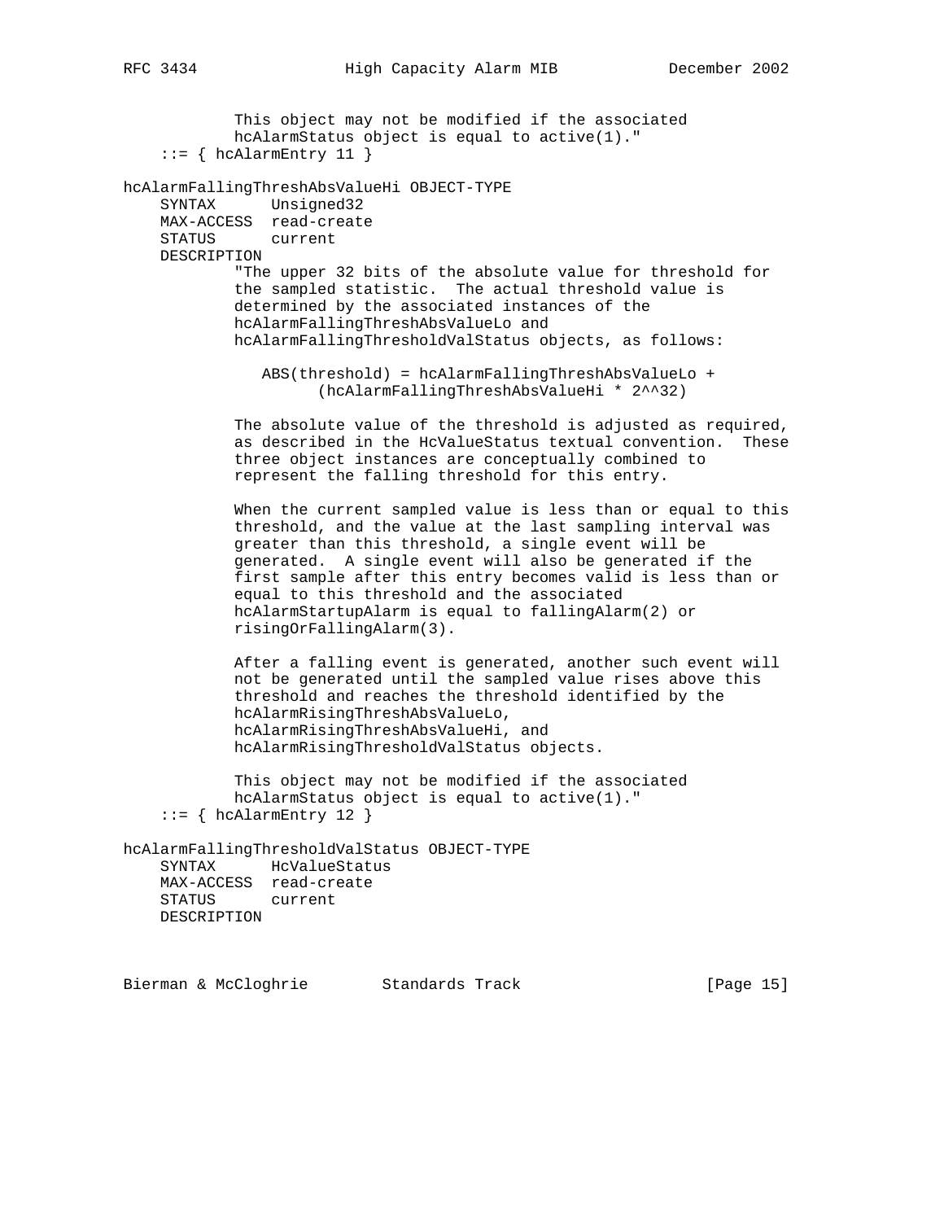```
            This object may not be modified if the associated
            hcAlarmStatus object is equal to active(1)."
    ::= { hcAlarmEntry 11 }

hcAlarmFallingThreshAbsValueHi OBJECT-TYPE
    SYNTAX      Unsigned32
    MAX-ACCESS  read-create
    STATUS      current
    DESCRIPTION
            "The upper 32 bits of the absolute value for threshold for
            the sampled statistic.  The actual threshold value is
            determined by the associated instances of the
            hcAlarmFallingThreshAbsValueLo and
            hcAlarmFallingThresholdValStatus objects, as follows:

               ABS(threshold) = hcAlarmFallingThreshAbsValueLo +
                     (hcAlarmFallingThreshAbsValueHi * 2^^32)

            The absolute value of the threshold is adjusted as required,
            as described in the HcValueStatus textual convention.  These
            three object instances are conceptually combined to
            represent the falling threshold for this entry.

            When the current sampled value is less than or equal to this
            threshold, and the value at the last sampling interval was
            greater than this threshold, a single event will be
            generated.  A single event will also be generated if the
            first sample after this entry becomes valid is less than or
            equal to this threshold and the associated
            hcAlarmStartupAlarm is equal to fallingAlarm(2) or
            risingOrFallingAlarm(3).

            After a falling event is generated, another such event will
            not be generated until the sampled value rises above this
            threshold and reaches the threshold identified by the
            hcAlarmRisingThreshAbsValueLo,
            hcAlarmRisingThreshAbsValueHi, and
            hcAlarmRisingThresholdValStatus objects.

            This object may not be modified if the associated
            hcAlarmStatus object is equal to active(1)."
    ::= { hcAlarmEntry 12 }

hcAlarmFallingThresholdValStatus OBJECT-TYPE
    SYNTAX      HcValueStatus
    MAX-ACCESS  read-create
    STATUS      current
    DESCRIPTION
```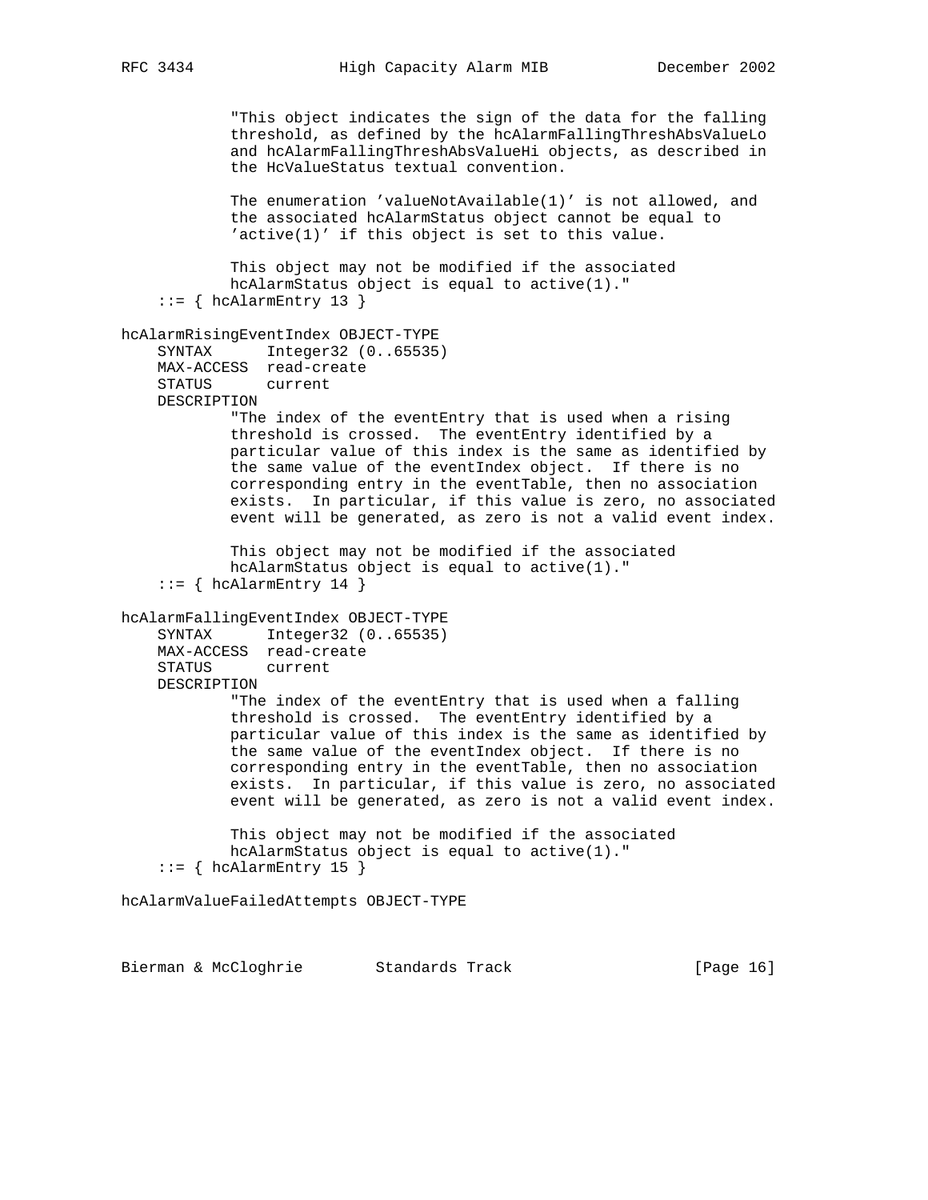```
            "This object indicates the sign of the data for the falling
            threshold, as defined by the hcAlarmFallingThreshAbsValueLo
            and hcAlarmFallingThreshAbsValueHi objects, as described in
            the HcValueStatus textual convention.

            The enumeration 'valueNotAvailable(1)' is not allowed, and
            the associated hcAlarmStatus object cannot be equal to
            'active(1)' if this object is set to this value.

            This object may not be modified if the associated
            hcAlarmStatus object is equal to active(1)."
    ::= { hcAlarmEntry 13 }

hcAlarmRisingEventIndex OBJECT-TYPE
    SYNTAX      Integer32 (0..65535)
    MAX-ACCESS  read-create
    STATUS      current
    DESCRIPTION
            "The index of the eventEntry that is used when a rising
            threshold is crossed.  The eventEntry identified by a
            particular value of this index is the same as identified by
            the same value of the eventIndex object.  If there is no
            corresponding entry in the eventTable, then no association
            exists.  In particular, if this value is zero, no associated
            event will be generated, as zero is not a valid event index.

            This object may not be modified if the associated
            hcAlarmStatus object is equal to active(1)."
    ::= { hcAlarmEntry 14 }

hcAlarmFallingEventIndex OBJECT-TYPE
    SYNTAX      Integer32 (0..65535)
    MAX-ACCESS  read-create
    STATUS      current
    DESCRIPTION
            "The index of the eventEntry that is used when a falling
            threshold is crossed.  The eventEntry identified by a
            particular value of this index is the same as identified by
            the same value of the eventIndex object.  If there is no
            corresponding entry in the eventTable, then no association
            exists.  In particular, if this value is zero, no associated
            event will be generated, as zero is not a valid event index.

            This object may not be modified if the associated
            hcAlarmStatus object is equal to active(1)."
    ::= { hcAlarmEntry 15 }

hcAlarmValueFailedAttempts OBJECT-TYPE
```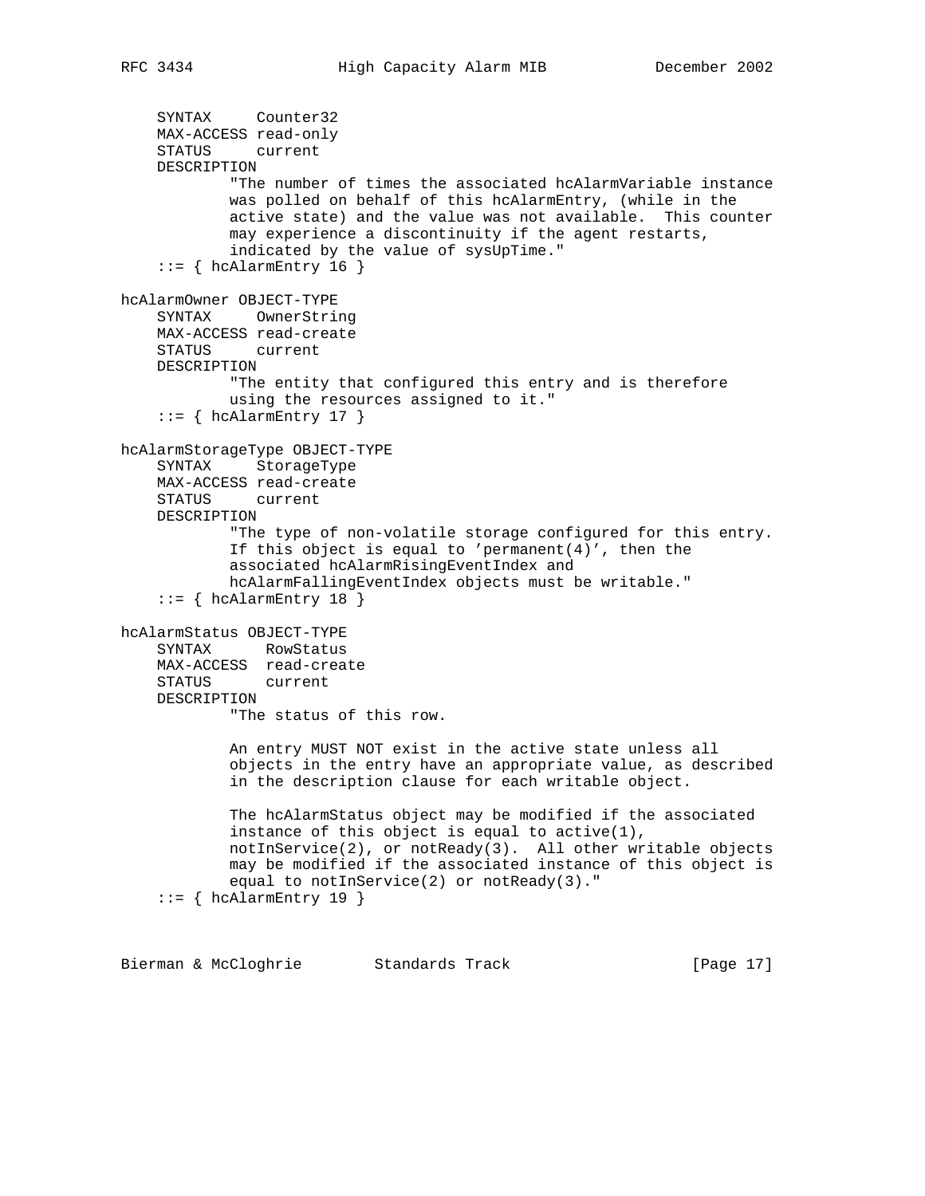```
    SYNTAX     Counter32
    MAX-ACCESS read-only
    STATUS     current
    DESCRIPTION
            "The number of times the associated hcAlarmVariable instance
            was polled on behalf of this hcAlarmEntry, (while in the
            active state) and the value was not available.  This counter
            may experience a discontinuity if the agent restarts,
            indicated by the value of sysUpTime."
    ::= { hcAlarmEntry 16 }

hcAlarmOwner OBJECT-TYPE
    SYNTAX     OwnerString
    MAX-ACCESS read-create
    STATUS     current
    DESCRIPTION
            "The entity that configured this entry and is therefore
            using the resources assigned to it."
    ::= { hcAlarmEntry 17 }

hcAlarmStorageType OBJECT-TYPE
    SYNTAX     StorageType
    MAX-ACCESS read-create
    STATUS     current
    DESCRIPTION
            "The type of non-volatile storage configured for this entry.
            If this object is equal to 'permanent(4)', then the
            associated hcAlarmRisingEventIndex and
            hcAlarmFallingEventIndex objects must be writable."
    ::= { hcAlarmEntry 18 }

hcAlarmStatus OBJECT-TYPE
    SYNTAX      RowStatus
    MAX-ACCESS  read-create
    STATUS      current
    DESCRIPTION
            "The status of this row.

            An entry MUST NOT exist in the active state unless all
            objects in the entry have an appropriate value, as described
            in the description clause for each writable object.

            The hcAlarmStatus object may be modified if the associated
            instance of this object is equal to active(1),
            notInService(2), or notReady(3).  All other writable objects
            may be modified if the associated instance of this object is
            equal to notInService(2) or notReady(3)."
    ::= { hcAlarmEntry 19 }
```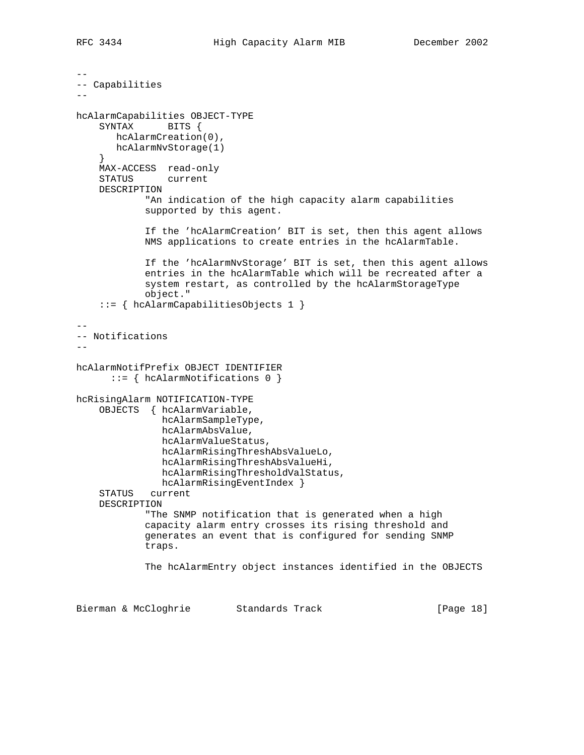```
--
-- Capabilities
--

hcAlarmCapabilities OBJECT-TYPE
    SYNTAX      BITS {
       hcAlarmCreation(0),
       hcAlarmNvStorage(1)
    }
    MAX-ACCESS  read-only
    STATUS      current
    DESCRIPTION
            "An indication of the high capacity alarm capabilities
            supported by this agent.

            If the 'hcAlarmCreation' BIT is set, then this agent allows
            NMS applications to create entries in the hcAlarmTable.

            If the 'hcAlarmNvStorage' BIT is set, then this agent allows
            entries in the hcAlarmTable which will be recreated after a
            system restart, as controlled by the hcAlarmStorageType
            object."
    ::= { hcAlarmCapabilitiesObjects 1 }

--
-- Notifications
--

hcAlarmNotifPrefix OBJECT IDENTIFIER
      ::= { hcAlarmNotifications 0 }

hcRisingAlarm NOTIFICATION-TYPE
    OBJECTS  { hcAlarmVariable,
               hcAlarmSampleType,
               hcAlarmAbsValue,
               hcAlarmValueStatus,
               hcAlarmRisingThreshAbsValueLo,
               hcAlarmRisingThreshAbsValueHi,
               hcAlarmRisingThresholdValStatus,
               hcAlarmRisingEventIndex }
    STATUS   current
    DESCRIPTION
            "The SNMP notification that is generated when a high
            capacity alarm entry crosses its rising threshold and
            generates an event that is configured for sending SNMP
            traps.

            The hcAlarmEntry object instances identified in the OBJECTS
```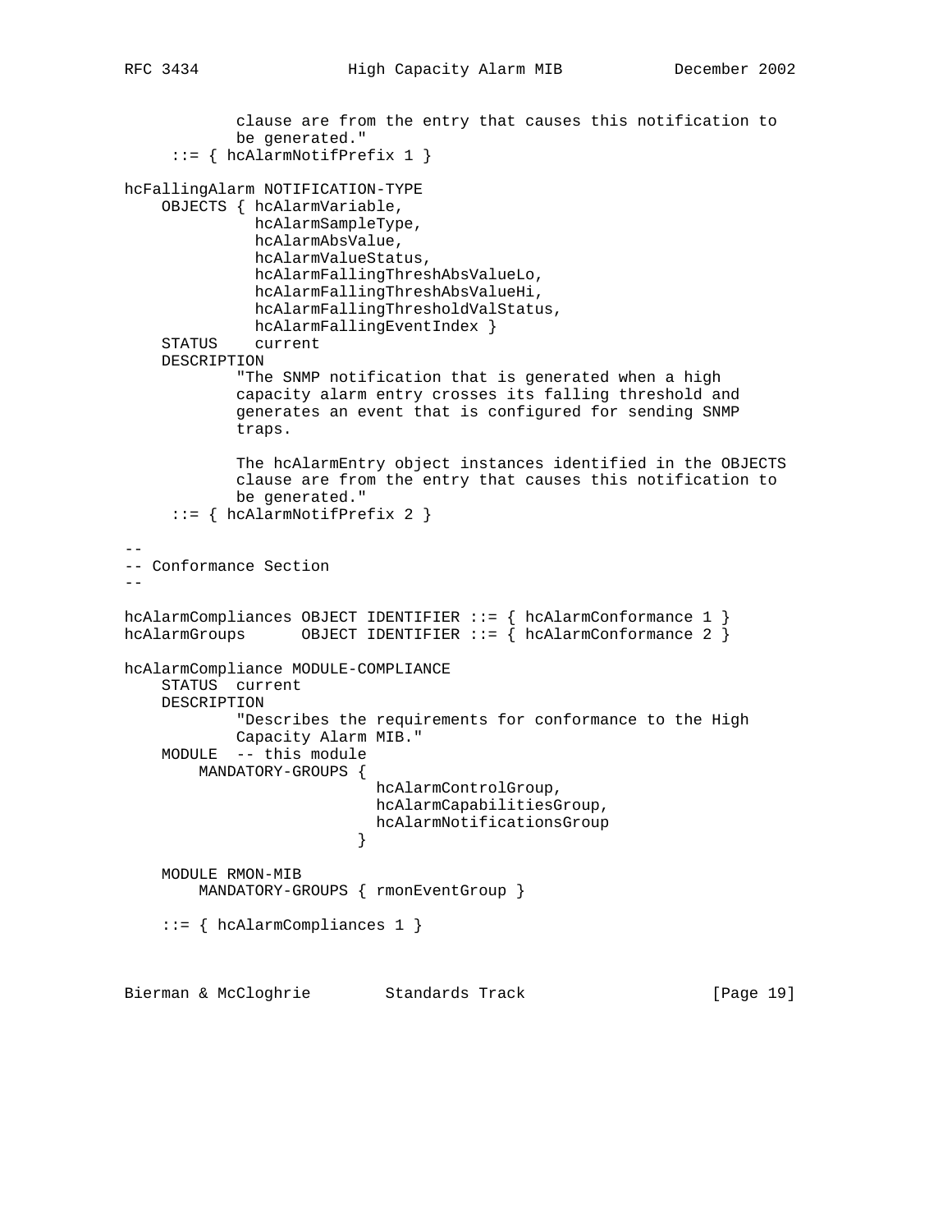```
            clause are from the entry that causes this notification to
            be generated."
     ::= { hcAlarmNotifPrefix 1 }

hcFallingAlarm NOTIFICATION-TYPE
    OBJECTS { hcAlarmVariable,
              hcAlarmSampleType,
              hcAlarmAbsValue,
              hcAlarmValueStatus,
              hcAlarmFallingThreshAbsValueLo,
              hcAlarmFallingThreshAbsValueHi,
              hcAlarmFallingThresholdValStatus,
              hcAlarmFallingEventIndex }
    STATUS    current
    DESCRIPTION
            "The SNMP notification that is generated when a high
            capacity alarm entry crosses its falling threshold and
            generates an event that is configured for sending SNMP
            traps.

            The hcAlarmEntry object instances identified in the OBJECTS
            clause are from the entry that causes this notification to
            be generated."
     ::= { hcAlarmNotifPrefix 2 }

--
-- Conformance Section
--

hcAlarmCompliances OBJECT IDENTIFIER ::= { hcAlarmConformance 1 }
hcAlarmGroups      OBJECT IDENTIFIER ::= { hcAlarmConformance 2 }

hcAlarmCompliance MODULE-COMPLIANCE
    STATUS  current
    DESCRIPTION
            "Describes the requirements for conformance to the High
            Capacity Alarm MIB."
    MODULE  -- this module
        MANDATORY-GROUPS {
                           hcAlarmControlGroup,
                           hcAlarmCapabilitiesGroup,
                           hcAlarmNotificationsGroup
                         }

    MODULE RMON-MIB
        MANDATORY-GROUPS { rmonEventGroup }

    ::= { hcAlarmCompliances 1 }
```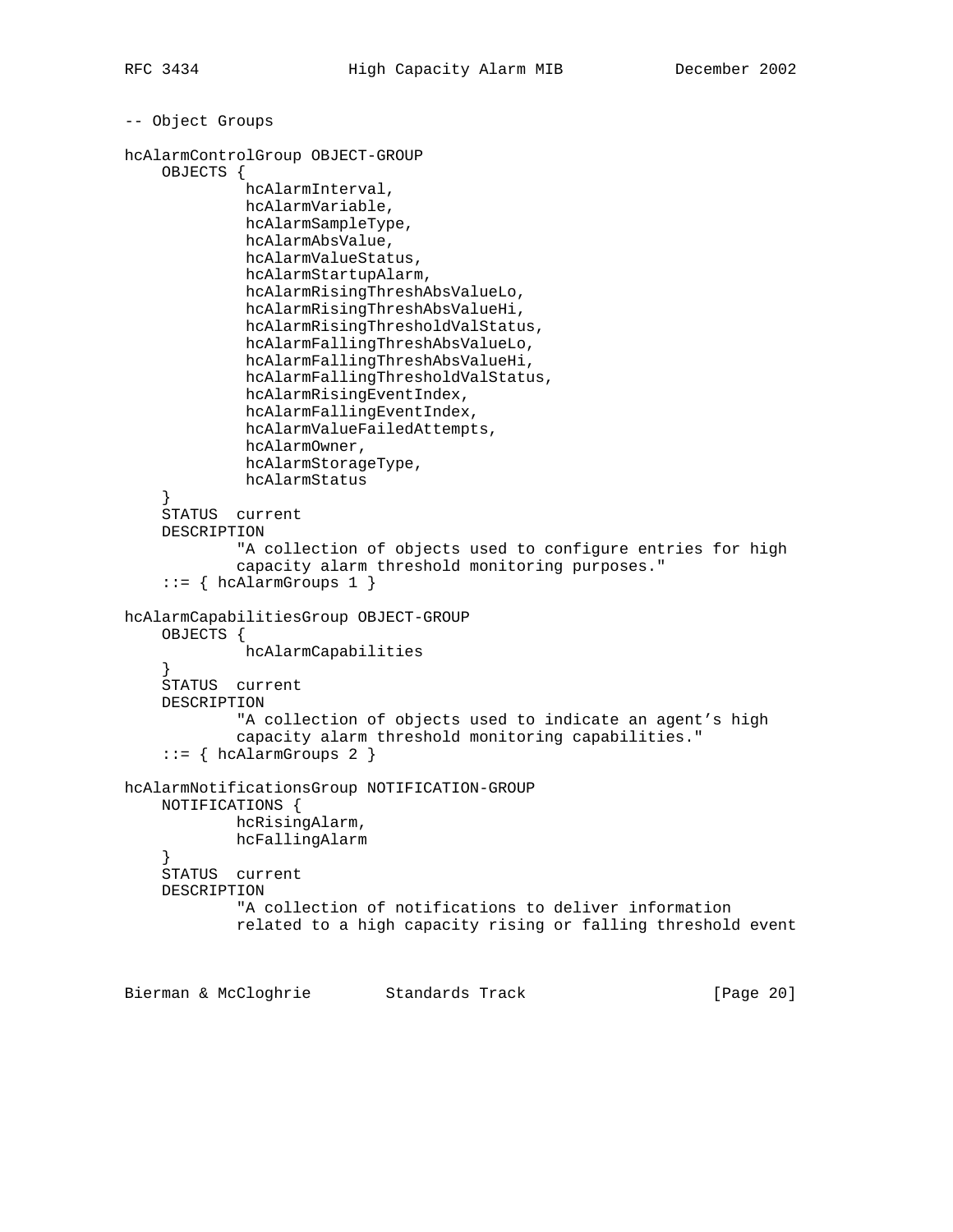```
-- Object Groups

hcAlarmControlGroup OBJECT-GROUP
    OBJECTS {
             hcAlarmInterval,
             hcAlarmVariable,
             hcAlarmSampleType,
             hcAlarmAbsValue,
             hcAlarmValueStatus,
             hcAlarmStartupAlarm,
             hcAlarmRisingThreshAbsValueLo,
             hcAlarmRisingThreshAbsValueHi,
             hcAlarmRisingThresholdValStatus,
             hcAlarmFallingThreshAbsValueLo,
             hcAlarmFallingThreshAbsValueHi,
             hcAlarmFallingThresholdValStatus,
             hcAlarmRisingEventIndex,
             hcAlarmFallingEventIndex,
             hcAlarmValueFailedAttempts,
             hcAlarmOwner,
             hcAlarmStorageType,
             hcAlarmStatus
    }
    STATUS  current
    DESCRIPTION
            "A collection of objects used to configure entries for high
            capacity alarm threshold monitoring purposes."
    ::= { hcAlarmGroups 1 }

hcAlarmCapabilitiesGroup OBJECT-GROUP
    OBJECTS {
             hcAlarmCapabilities
    }
    STATUS  current
    DESCRIPTION
            "A collection of objects used to indicate an agent's high
            capacity alarm threshold monitoring capabilities."
    ::= { hcAlarmGroups 2 }

hcAlarmNotificationsGroup NOTIFICATION-GROUP
    NOTIFICATIONS {
            hcRisingAlarm,
            hcFallingAlarm
    }
    STATUS  current
    DESCRIPTION
            "A collection of notifications to deliver information
            related to a high capacity rising or falling threshold event
```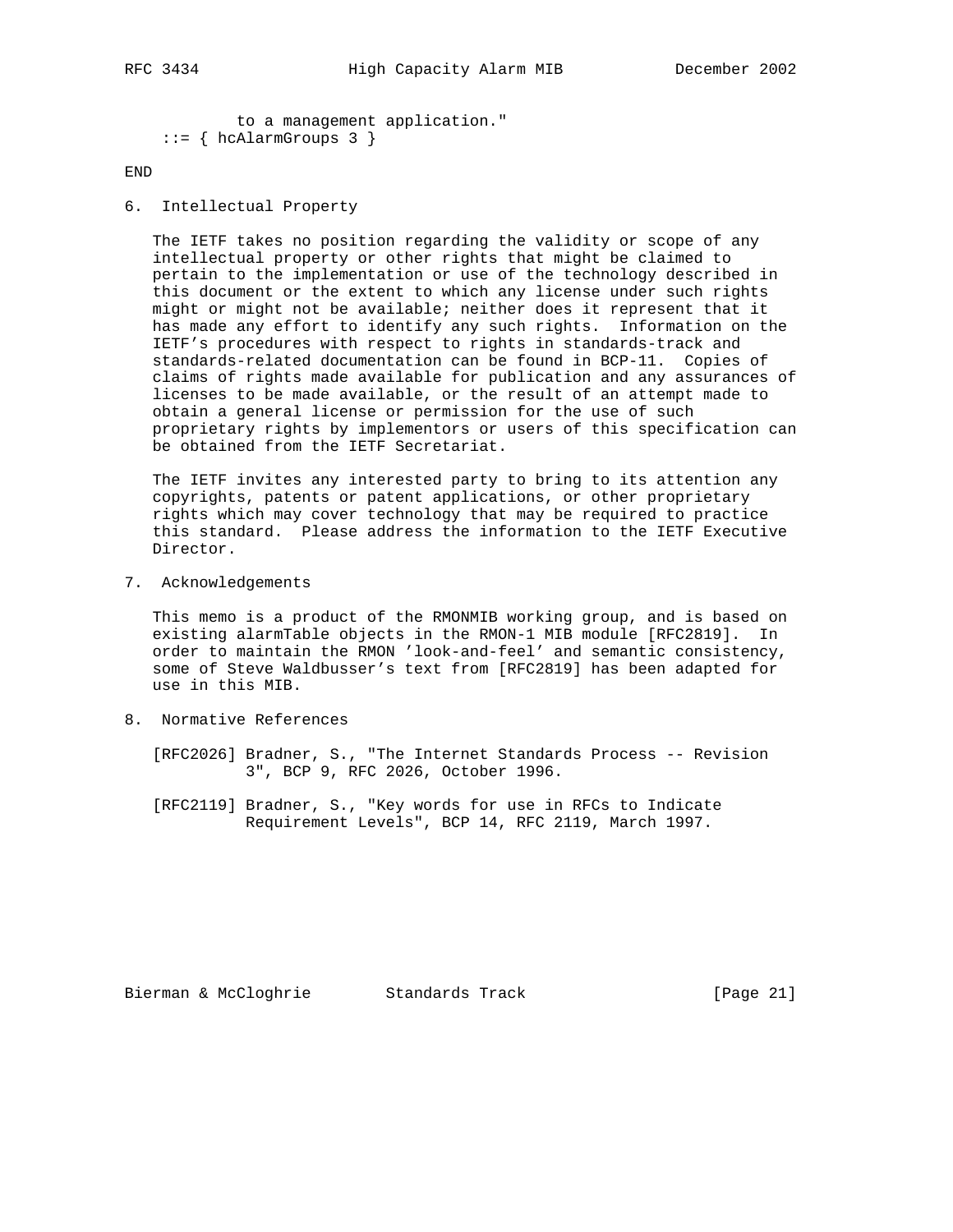```
          to a management application."
    ::= { hcAlarmGroups 3 }

END
```

## 6. Intellectual Property

The IETF takes no position regarding the validity or scope of any intellectual property or other rights that might be claimed to pertain to the implementation or use of the technology described in this document or the extent to which any license under such rights might or might not be available; neither does it represent that it has made any effort to identify any such rights. Information on the IETF's procedures with respect to rights in standards-track and standards-related documentation can be found in BCP-11. Copies of claims of rights made available for publication and any assurances of licenses to be made available, or the result of an attempt made to obtain a general license or permission for the use of such proprietary rights by implementors or users of this specification can be obtained from the IETF Secretariat.

The IETF invites any interested party to bring to its attention any copyrights, patents or patent applications, or other proprietary rights which may cover technology that may be required to practice this standard. Please address the information to the IETF Executive Director.

## 7. Acknowledgements

This memo is a product of the RMONMIB working group, and is based on existing alarmTable objects in the RMON-1 MIB module [RFC2819]. In order to maintain the RMON 'look-and-feel' and semantic consistency, some of Steve Waldbusser's text from [RFC2819] has been adapted for use in this MIB.

## 8. Normative References

[RFC2026] Bradner, S., "The Internet Standards Process -- Revision 3", BCP 9, RFC 2026, October 1996.

[RFC2119] Bradner, S., "Key words for use in RFCs to Indicate Requirement Levels", BCP 14, RFC 2119, March 1997.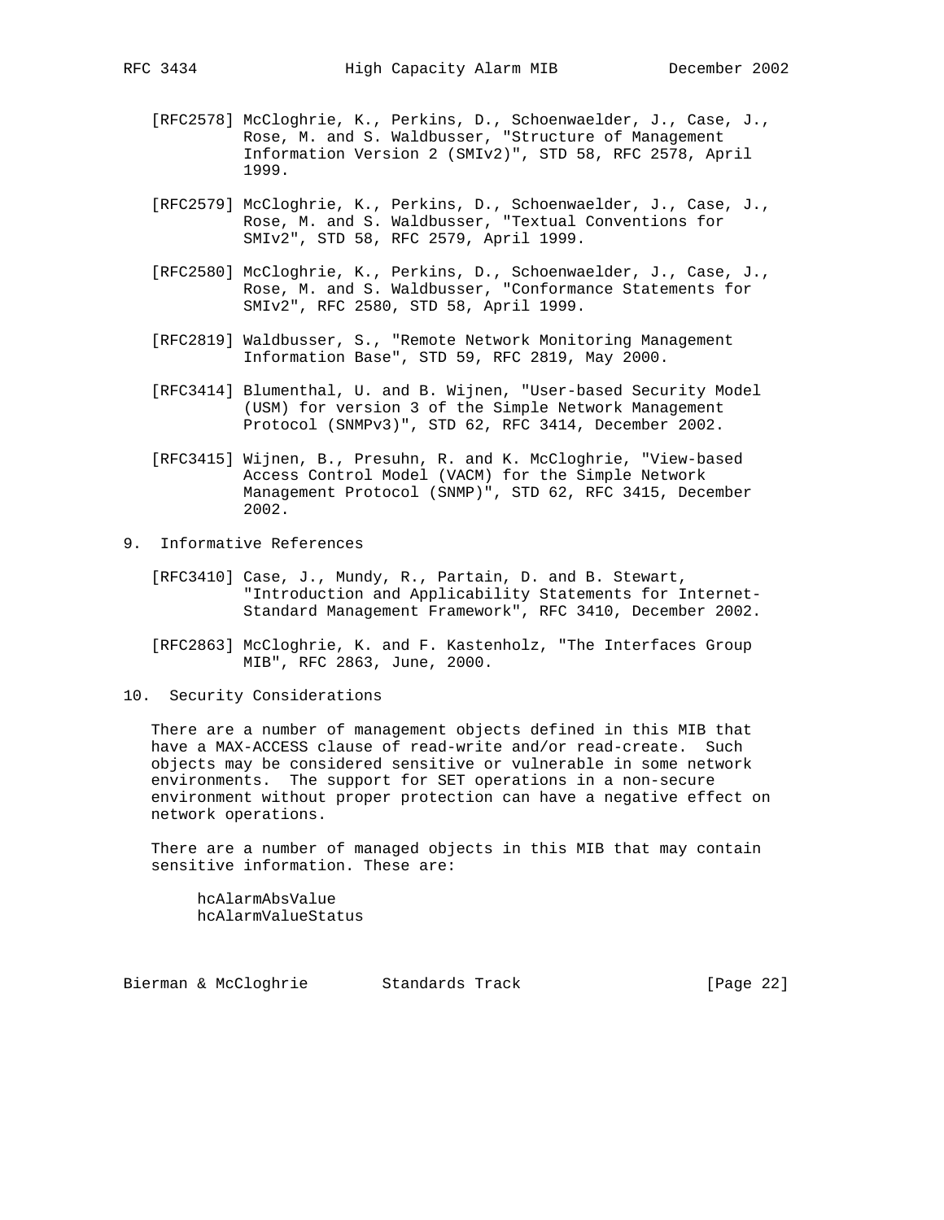[RFC2578] McCloghrie, K., Perkins, D., Schoenwaelder, J., Case, J., Rose, M. and S. Waldbusser, "Structure of Management Information Version 2 (SMIv2)", STD 58, RFC 2578, April 1999.

[RFC2579] McCloghrie, K., Perkins, D., Schoenwaelder, J., Case, J., Rose, M. and S. Waldbusser, "Textual Conventions for SMIv2", STD 58, RFC 2579, April 1999.

[RFC2580] McCloghrie, K., Perkins, D., Schoenwaelder, J., Case, J., Rose, M. and S. Waldbusser, "Conformance Statements for SMIv2", RFC 2580, STD 58, April 1999.

[RFC2819] Waldbusser, S., "Remote Network Monitoring Management Information Base", STD 59, RFC 2819, May 2000.

[RFC3414] Blumenthal, U. and B. Wijnen, "User-based Security Model (USM) for version 3 of the Simple Network Management Protocol (SNMPv3)", STD 62, RFC 3414, December 2002.

[RFC3415] Wijnen, B., Presuhn, R. and K. McCloghrie, "View-based Access Control Model (VACM) for the Simple Network Management Protocol (SNMP)", STD 62, RFC 3415, December 2002.

## 9. Informative References

[RFC3410] Case, J., Mundy, R., Partain, D. and B. Stewart, "Introduction and Applicability Statements for Internet-Standard Management Framework", RFC 3410, December 2002.

[RFC2863] McCloghrie, K. and F. Kastenholz, "The Interfaces Group MIB", RFC 2863, June, 2000.

## 10. Security Considerations

There are a number of management objects defined in this MIB that have a MAX-ACCESS clause of read-write and/or read-create. Such objects may be considered sensitive or vulnerable in some network environments. The support for SET operations in a non-secure environment without proper protection can have a negative effect on network operations.

There are a number of managed objects in this MIB that may contain sensitive information. These are:

```
hcAlarmAbsValue
hcAlarmValueStatus
```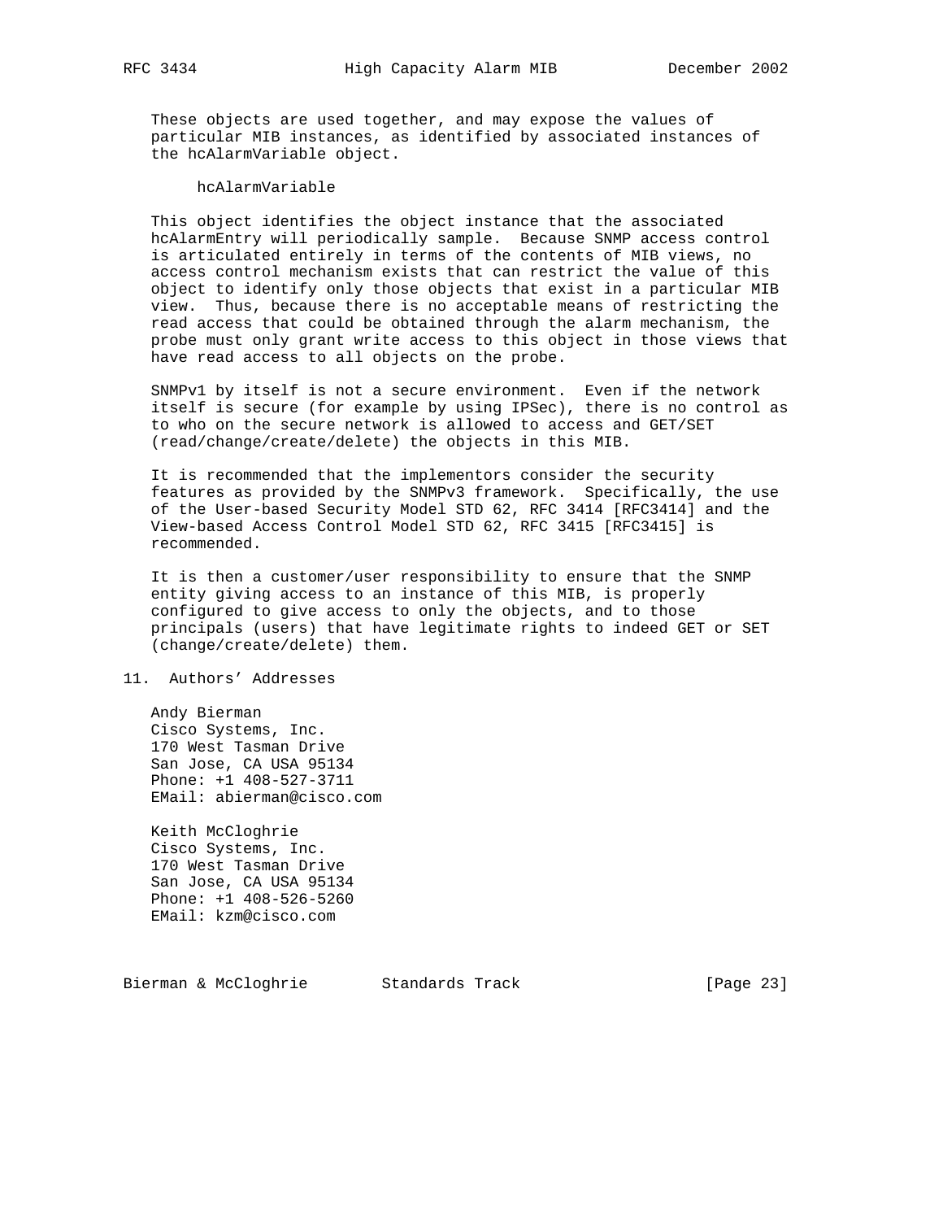These objects are used together, and may expose the values of particular MIB instances, as identified by associated instances of the hcAlarmVariable object.

hcAlarmVariable

This object identifies the object instance that the associated hcAlarmEntry will periodically sample. Because SNMP access control is articulated entirely in terms of the contents of MIB views, no access control mechanism exists that can restrict the value of this object to identify only those objects that exist in a particular MIB view. Thus, because there is no acceptable means of restricting the read access that could be obtained through the alarm mechanism, the probe must only grant write access to this object in those views that have read access to all objects on the probe.

SNMPv1 by itself is not a secure environment. Even if the network itself is secure (for example by using IPSec), there is no control as to who on the secure network is allowed to access and GET/SET (read/change/create/delete) the objects in this MIB.

It is recommended that the implementors consider the security features as provided by the SNMPv3 framework. Specifically, the use of the User-based Security Model STD 62, RFC 3414 [RFC3414] and the View-based Access Control Model STD 62, RFC 3415 [RFC3415] is recommended.

It is then a customer/user responsibility to ensure that the SNMP entity giving access to an instance of this MIB, is properly configured to give access to only the objects, and to those principals (users) that have legitimate rights to indeed GET or SET (change/create/delete) them.

## 11. Authors' Addresses

Andy Bierman
Cisco Systems, Inc.
170 West Tasman Drive
San Jose, CA USA 95134
Phone: +1 408-527-3711
EMail: abierman@cisco.com

Keith McCloghrie
Cisco Systems, Inc.
170 West Tasman Drive
San Jose, CA USA 95134
Phone: +1 408-526-5260
EMail: kzm@cisco.com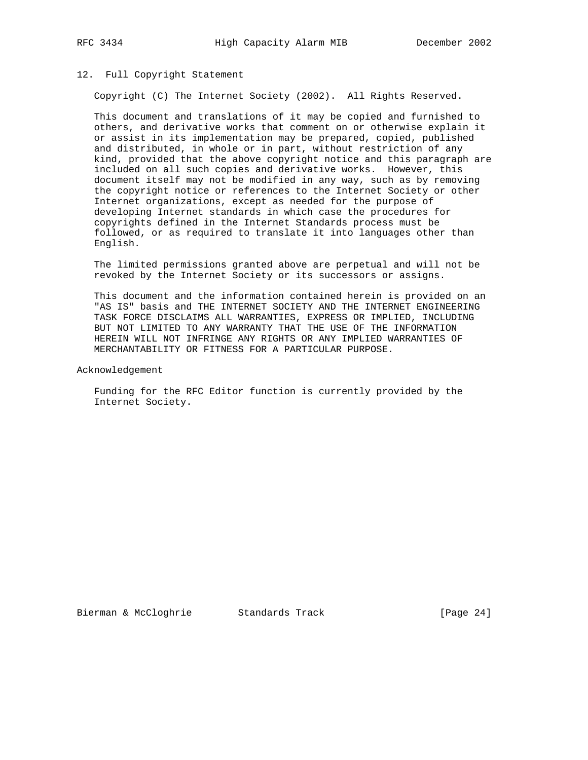## 12. Full Copyright Statement

Copyright (C) The Internet Society (2002). All Rights Reserved.

This document and translations of it may be copied and furnished to others, and derivative works that comment on or otherwise explain it or assist in its implementation may be prepared, copied, published and distributed, in whole or in part, without restriction of any kind, provided that the above copyright notice and this paragraph are included on all such copies and derivative works. However, this document itself may not be modified in any way, such as by removing the copyright notice or references to the Internet Society or other Internet organizations, except as needed for the purpose of developing Internet standards in which case the procedures for copyrights defined in the Internet Standards process must be followed, or as required to translate it into languages other than English.

The limited permissions granted above are perpetual and will not be revoked by the Internet Society or its successors or assigns.

This document and the information contained herein is provided on an "AS IS" basis and THE INTERNET SOCIETY AND THE INTERNET ENGINEERING TASK FORCE DISCLAIMS ALL WARRANTIES, EXPRESS OR IMPLIED, INCLUDING BUT NOT LIMITED TO ANY WARRANTY THAT THE USE OF THE INFORMATION HEREIN WILL NOT INFRINGE ANY RIGHTS OR ANY IMPLIED WARRANTIES OF MERCHANTABILITY OR FITNESS FOR A PARTICULAR PURPOSE.

## Acknowledgement

Funding for the RFC Editor function is currently provided by the Internet Society.